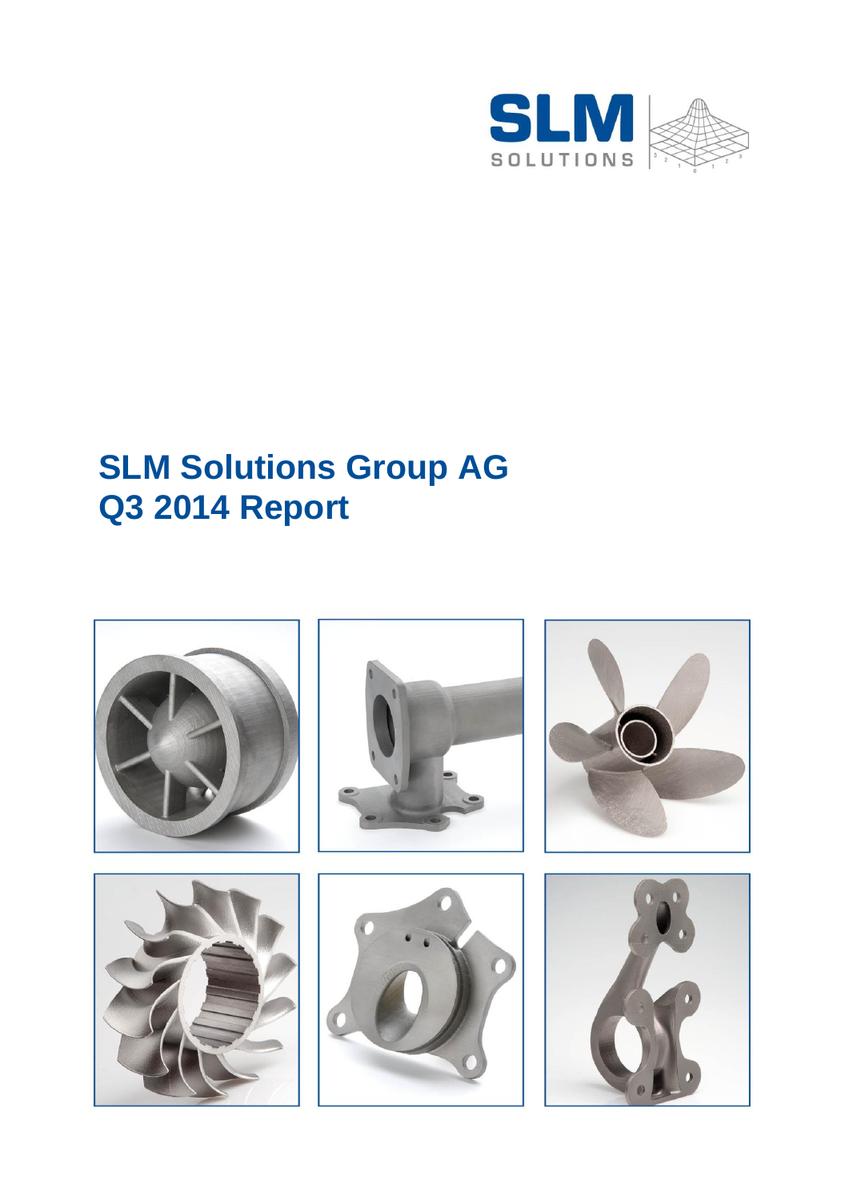# SLM Solutions Group AG
# Q3 2014 Report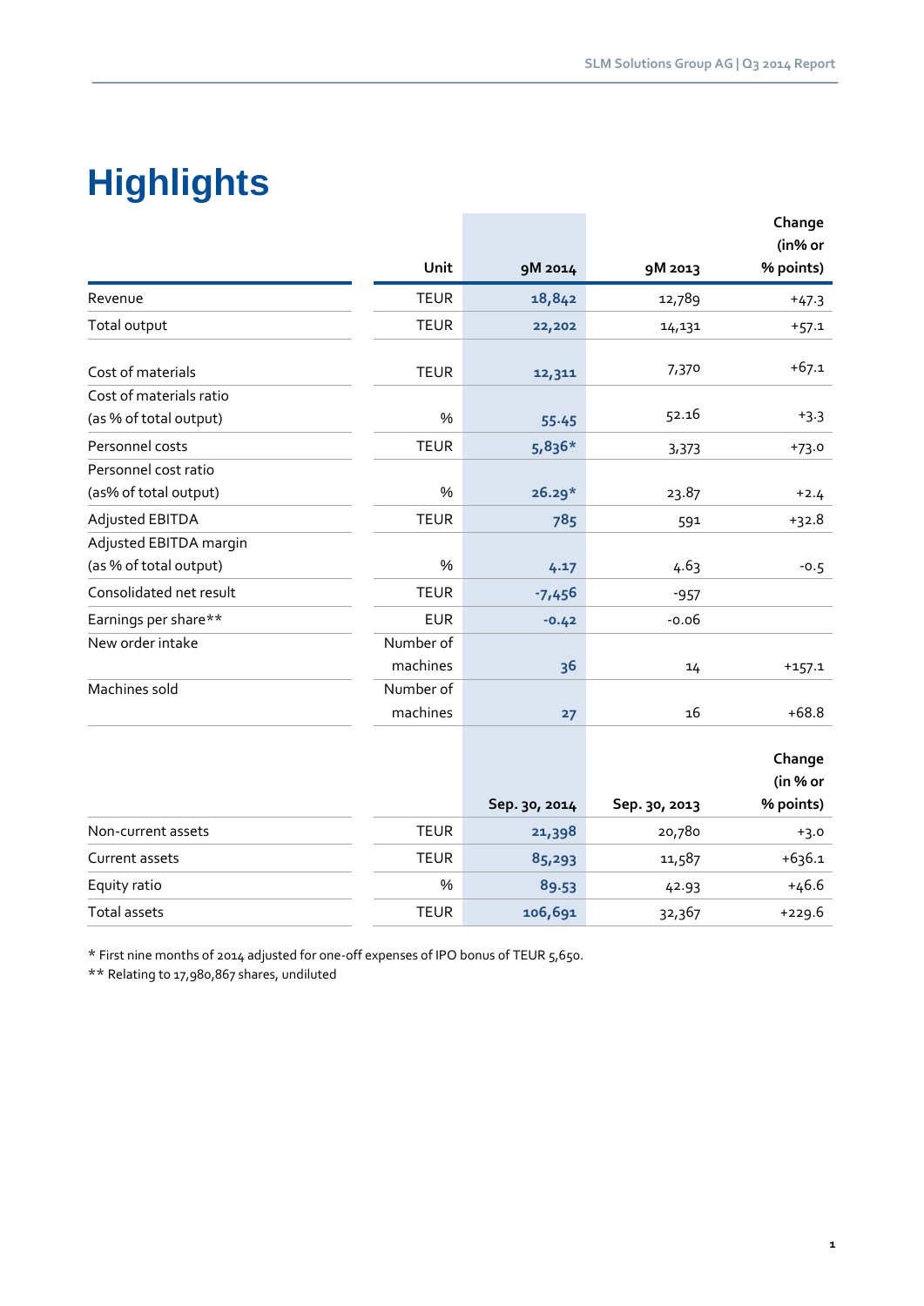# Highlights

| | Unit | 9M 2014 | 9M 2013 | Change (in% or % points) |
|---|---|---|---|---|
| Revenue | TEUR | **18,842** | 12,789 | +47.3 |
| Total output | TEUR | **22,202** | 14,131 | +57.1 |
| Cost of materials | TEUR | **12,311** | 7,370 | +67.1 |
| Cost of materials ratio (as % of total output) | % | **55.45** | 52.16 | +3.3 |
| Personnel costs | TEUR | **5,836\*** | 3,373 | +73.0 |
| Personnel cost ratio (as% of total output) | % | **26.29\*** | 23.87 | +2.4 |
| Adjusted EBITDA | TEUR | **785** | 591 | +32.8 |
| Adjusted EBITDA margin (as % of total output) | % | **4.17** | 4.63 | -0.5 |
| Consolidated net result | TEUR | **-7,456** | -957 | |
| Earnings per share** | EUR | **-0.42** | -0.06 | |
| New order intake | Number of machines | **36** | 14 | +157.1 |
| Machines sold | Number of machines | **27** | 16 | +68.8 |

| | | Sep. 30, 2014 | Sep. 30, 2013 | Change (in % or % points) |
|---|---|---|---|---|
| Non-current assets | TEUR | **21,398** | 20,780 | +3.0 |
| Current assets | TEUR | **85,293** | 11,587 | +636.1 |
| Equity ratio | % | **89.53** | 42.93 | +46.6 |
| Total assets | TEUR | **106,691** | 32,367 | +229.6 |

\* First nine months of 2014 adjusted for one-off expenses of IPO bonus of TEUR 5,650.
** Relating to 17,980,867 shares, undiluted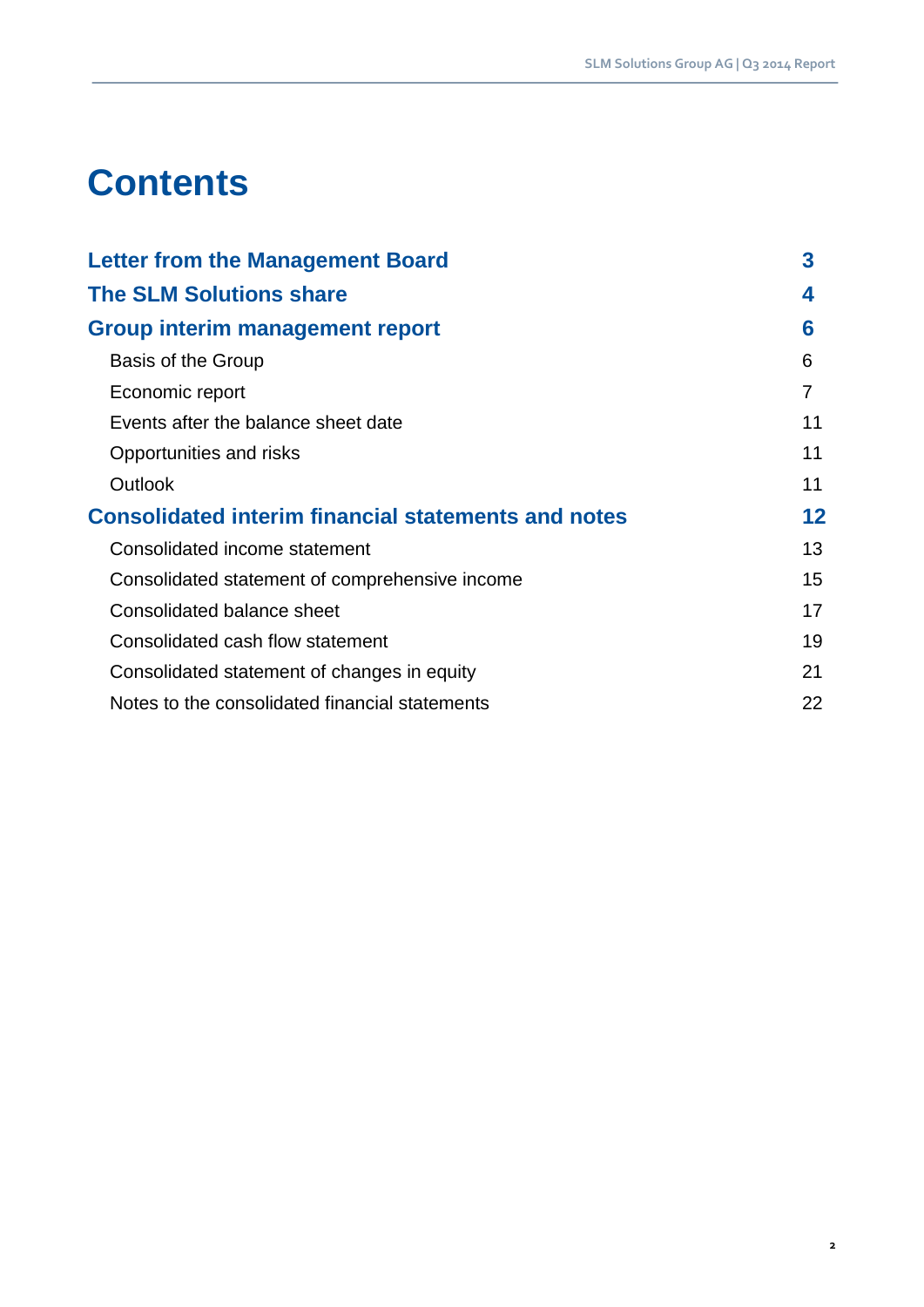# Contents

| | |
|---|---|
| **Letter from the Management Board** | **3** |
| **The SLM Solutions share** | **4** |
| **Group interim management report** | **6** |
| Basis of the Group | 6 |
| Economic report | 7 |
| Events after the balance sheet date | 11 |
| Opportunities and risks | 11 |
| Outlook | 11 |
| **Consolidated interim financial statements and notes** | **12** |
| Consolidated income statement | 13 |
| Consolidated statement of comprehensive income | 15 |
| Consolidated balance sheet | 17 |
| Consolidated cash flow statement | 19 |
| Consolidated statement of changes in equity | 21 |
| Notes to the consolidated financial statements | 22 |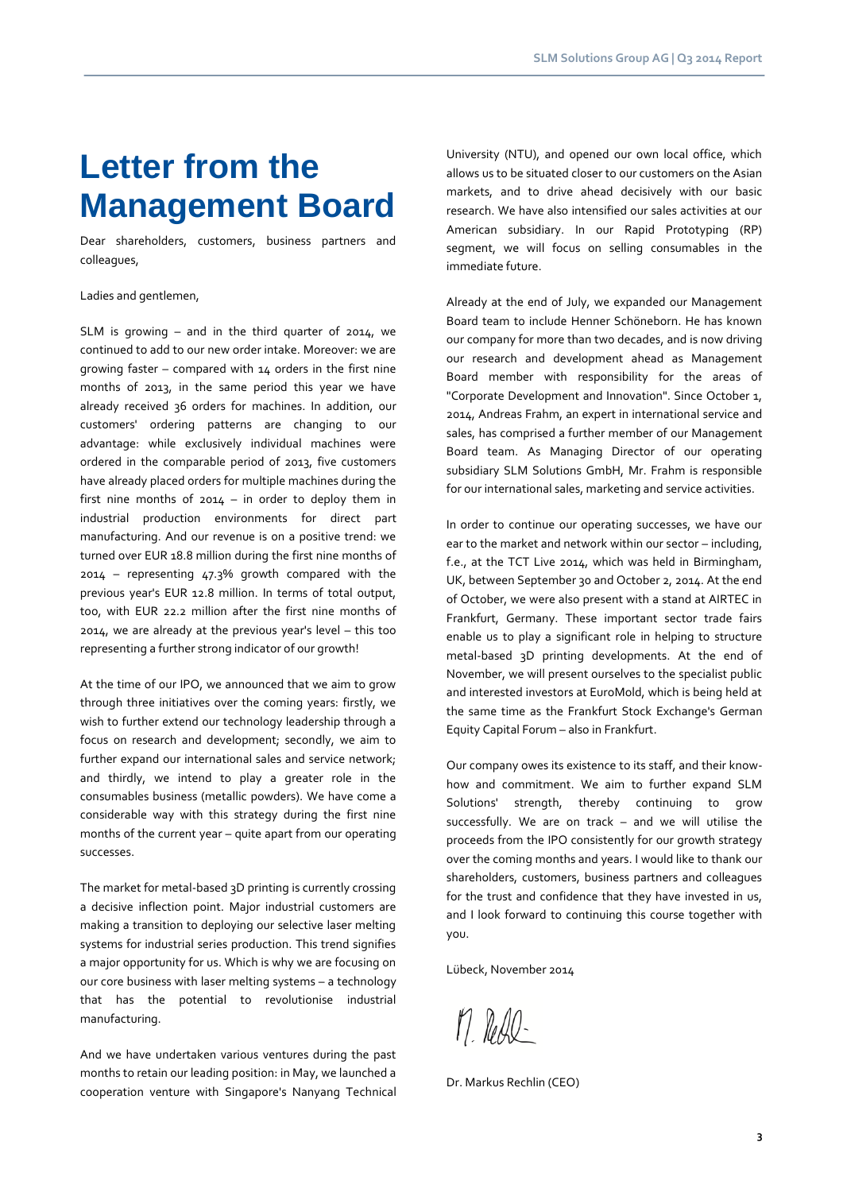# Letter from the Management Board

Dear shareholders, customers, business partners and colleagues,

Ladies and gentlemen,

SLM is growing – and in the third quarter of 2014, we continued to add to our new order intake. Moreover: we are growing faster – compared with 14 orders in the first nine months of 2013, in the same period this year we have already received 36 orders for machines. In addition, our customers' ordering patterns are changing to our advantage: while exclusively individual machines were ordered in the comparable period of 2013, five customers have already placed orders for multiple machines during the first nine months of 2014 – in order to deploy them in industrial production environments for direct part manufacturing. And our revenue is on a positive trend: we turned over EUR 18.8 million during the first nine months of 2014 – representing 47.3% growth compared with the previous year's EUR 12.8 million. In terms of total output, too, with EUR 22.2 million after the first nine months of 2014, we are already at the previous year's level – this too representing a further strong indicator of our growth!

At the time of our IPO, we announced that we aim to grow through three initiatives over the coming years: firstly, we wish to further extend our technology leadership through a focus on research and development; secondly, we aim to further expand our international sales and service network; and thirdly, we intend to play a greater role in the consumables business (metallic powders). We have come a considerable way with this strategy during the first nine months of the current year – quite apart from our operating successes.

The market for metal-based 3D printing is currently crossing a decisive inflection point. Major industrial customers are making a transition to deploying our selective laser melting systems for industrial series production. This trend signifies a major opportunity for us. Which is why we are focusing on our core business with laser melting systems – a technology that has the potential to revolutionise industrial manufacturing.

And we have undertaken various ventures during the past months to retain our leading position: in May, we launched a cooperation venture with Singapore's Nanyang Technical University (NTU), and opened our own local office, which allows us to be situated closer to our customers on the Asian markets, and to drive ahead decisively with our basic research. We have also intensified our sales activities at our American subsidiary. In our Rapid Prototyping (RP) segment, we will focus on selling consumables in the immediate future.

Already at the end of July, we expanded our Management Board team to include Henner Schöneborn. He has known our company for more than two decades, and is now driving our research and development ahead as Management Board member with responsibility for the areas of "Corporate Development and Innovation". Since October 1, 2014, Andreas Frahm, an expert in international service and sales, has comprised a further member of our Management Board team. As Managing Director of our operating subsidiary SLM Solutions GmbH, Mr. Frahm is responsible for our international sales, marketing and service activities.

In order to continue our operating successes, we have our ear to the market and network within our sector – including, f.e., at the TCT Live 2014, which was held in Birmingham, UK, between September 30 and October 2, 2014. At the end of October, we were also present with a stand at AIRTEC in Frankfurt, Germany. These important sector trade fairs enable us to play a significant role in helping to structure metal-based 3D printing developments. At the end of November, we will present ourselves to the specialist public and interested investors at EuroMold, which is being held at the same time as the Frankfurt Stock Exchange's German Equity Capital Forum – also in Frankfurt.

Our company owes its existence to its staff, and their know-how and commitment. We aim to further expand SLM Solutions' strength, thereby continuing to grow successfully. We are on track – and we will utilise the proceeds from the IPO consistently for our growth strategy over the coming months and years. I would like to thank our shareholders, customers, business partners and colleagues for the trust and confidence that they have invested in us, and I look forward to continuing this course together with you.

Lübeck, November 2014

Dr. Markus Rechlin (CEO)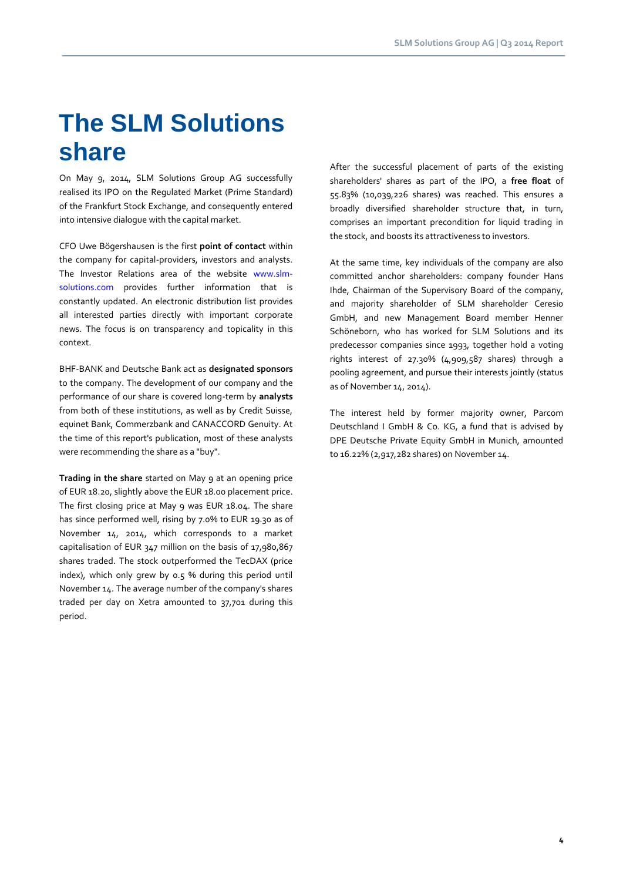# The SLM Solutions share

On May 9, 2014, SLM Solutions Group AG successfully realised its IPO on the Regulated Market (Prime Standard) of the Frankfurt Stock Exchange, and consequently entered into intensive dialogue with the capital market.

CFO Uwe Bögershausen is the first **point of contact** within the company for capital-providers, investors and analysts. The Investor Relations area of the website www.slm-solutions.com provides further information that is constantly updated. An electronic distribution list provides all interested parties directly with important corporate news. The focus is on transparency and topicality in this context.

BHF-BANK and Deutsche Bank act as **designated sponsors** to the company. The development of our company and the performance of our share is covered long-term by **analysts** from both of these institutions, as well as by Credit Suisse, equinet Bank, Commerzbank and CANACCORD Genuity. At the time of this report's publication, most of these analysts were recommending the share as a "buy".

**Trading in the share** started on May 9 at an opening price of EUR 18.20, slightly above the EUR 18.00 placement price. The first closing price at May 9 was EUR 18.04. The share has since performed well, rising by 7.0% to EUR 19.30 as of November 14, 2014, which corresponds to a market capitalisation of EUR 347 million on the basis of 17,980,867 shares traded. The stock outperformed the TecDAX (price index), which only grew by 0.5 % during this period until November 14. The average number of the company's shares traded per day on Xetra amounted to 37,701 during this period.

After the successful placement of parts of the existing shareholders' shares as part of the IPO, a **free float** of 55.83% (10,039,226 shares) was reached. This ensures a broadly diversified shareholder structure that, in turn, comprises an important precondition for liquid trading in the stock, and boosts its attractiveness to investors.

At the same time, key individuals of the company are also committed anchor shareholders: company founder Hans Ihde, Chairman of the Supervisory Board of the company, and majority shareholder of SLM shareholder Ceresio GmbH, and new Management Board member Henner Schöneborn, who has worked for SLM Solutions and its predecessor companies since 1993, together hold a voting rights interest of 27.30% (4,909,587 shares) through a pooling agreement, and pursue their interests jointly (status as of November 14, 2014).

The interest held by former majority owner, Parcom Deutschland I GmbH & Co. KG, a fund that is advised by DPE Deutsche Private Equity GmbH in Munich, amounted to 16.22% (2,917,282 shares) on November 14.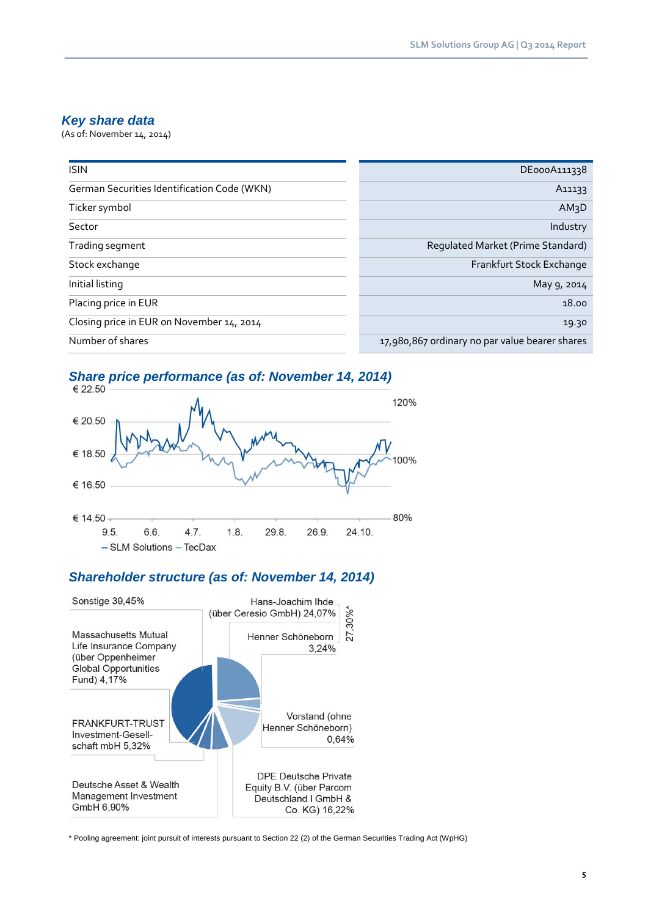## *Key share data*

(As of: November 14, 2014)

| | |
|---|---|
| ISIN | DE000A111338 |
| German Securities Identification Code (WKN) | A11133 |
| Ticker symbol | AM3D |
| Sector | Industry |
| Trading segment | Regulated Market (Prime Standard) |
| Stock exchange | Frankfurt Stock Exchange |
| Initial listing | May 9, 2014 |
| Placing price in EUR | 18.00 |
| Closing price in EUR on November 14, 2014 | 19.30 |
| Number of shares | 17,980,867 ordinary no par value bearer shares |

## *Share price performance (as of: November 14, 2014)*

€ 22.50
€ 20.50 — 120%
€ 18.50 — 100%
€ 16.50
€ 14.50 — 80%

9.5. 6.6. 4.7. 1.8. 29.8. 26.9. 24.10.

– SLM Solutions – TecDax

## *Shareholder structure (as of: November 14, 2014)*

- Sonstige 39,45%
- Hans-Joachim Ihde (über Ceresio GmbH) 24,07%
- Henner Schöneborn 3,24%
- 27,30%*
- Massachusetts Mutual Life Insurance Company (über Oppenheimer Global Opportunities Fund) 4,17%
- FRANKFURT-TRUST Investment-Gesell-schaft mbH 5,32%
- Vorstand (ohne Henner Schöneborn) 0,64%
- Deutsche Asset & Wealth Management Investment GmbH 6,90%
- DPE Deutsche Private Equity B.V. (über Parcom Deutschland I GmbH & Co. KG) 16,22%

* Pooling agreement: joint pursuit of interests pursuant to Section 22 (2) of the German Securities Trading Act (WpHG)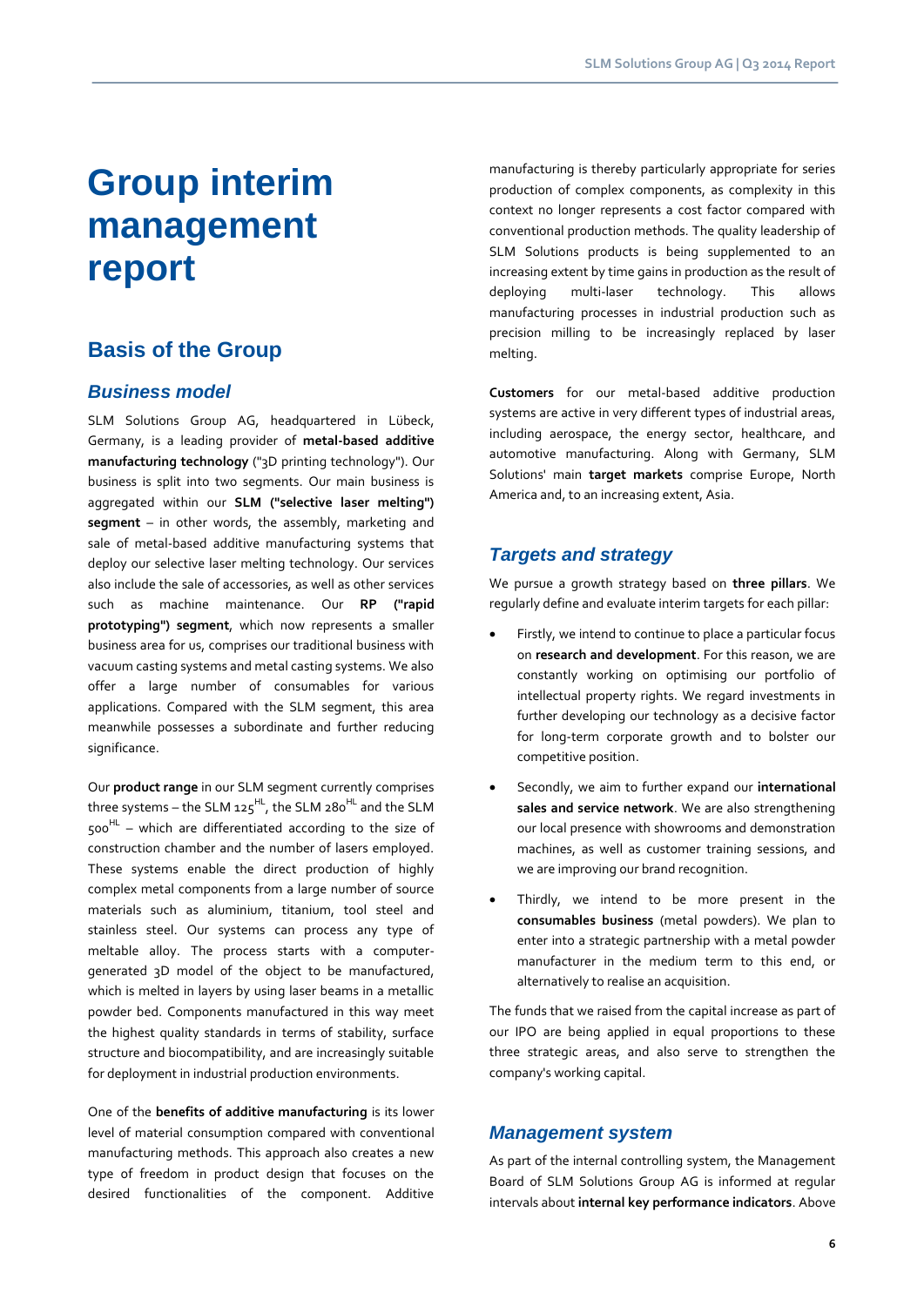# Group interim management report

## Basis of the Group

### *Business model*

SLM Solutions Group AG, headquartered in Lübeck, Germany, is a leading provider of **metal-based additive manufacturing technology** ("3D printing technology"). Our business is split into two segments. Our main business is aggregated within our **SLM ("selective laser melting") segment** – in other words, the assembly, marketing and sale of metal-based additive manufacturing systems that deploy our selective laser melting technology. Our services also include the sale of accessories, as well as other services such as machine maintenance. Our **RP ("rapid prototyping") segment**, which now represents a smaller business area for us, comprises our traditional business with vacuum casting systems and metal casting systems. We also offer a large number of consumables for various applications. Compared with the SLM segment, this area meanwhile possesses a subordinate and further reducing significance.

Our **product range** in our SLM segment currently comprises three systems – the SLM 125[HL], the SLM 280[HL] and the SLM 500[HL] – which are differentiated according to the size of construction chamber and the number of lasers employed. These systems enable the direct production of highly complex metal components from a large number of source materials such as aluminium, titanium, tool steel and stainless steel. Our systems can process any type of meltable alloy. The process starts with a computer-generated 3D model of the object to be manufactured, which is melted in layers by using laser beams in a metallic powder bed. Components manufactured in this way meet the highest quality standards in terms of stability, surface structure and biocompatibility, and are increasingly suitable for deployment in industrial production environments.

One of the **benefits of additive manufacturing** is its lower level of material consumption compared with conventional manufacturing methods. This approach also creates a new type of freedom in product design that focuses on the desired functionalities of the component. Additive manufacturing is thereby particularly appropriate for series production of complex components, as complexity in this context no longer represents a cost factor compared with conventional production methods. The quality leadership of SLM Solutions products is being supplemented to an increasing extent by time gains in production as the result of deploying multi-laser technology. This allows manufacturing processes in industrial production such as precision milling to be increasingly replaced by laser melting.

**Customers** for our metal-based additive production systems are active in very different types of industrial areas, including aerospace, the energy sector, healthcare, and automotive manufacturing. Along with Germany, SLM Solutions' main **target markets** comprise Europe, North America and, to an increasing extent, Asia.

### *Targets and strategy*

We pursue a growth strategy based on **three pillars**. We regularly define and evaluate interim targets for each pillar:

- Firstly, we intend to continue to place a particular focus on **research and development**. For this reason, we are constantly working on optimising our portfolio of intellectual property rights. We regard investments in further developing our technology as a decisive factor for long-term corporate growth and to bolster our competitive position.
- Secondly, we aim to further expand our **international sales and service network**. We are also strengthening our local presence with showrooms and demonstration machines, as well as customer training sessions, and we are improving our brand recognition.
- Thirdly, we intend to be more present in the **consumables business** (metal powders). We plan to enter into a strategic partnership with a metal powder manufacturer in the medium term to this end, or alternatively to realise an acquisition.

The funds that we raised from the capital increase as part of our IPO are being applied in equal proportions to these three strategic areas, and also serve to strengthen the company's working capital.

### *Management system*

As part of the internal controlling system, the Management Board of SLM Solutions Group AG is informed at regular intervals about **internal key performance indicators**. Above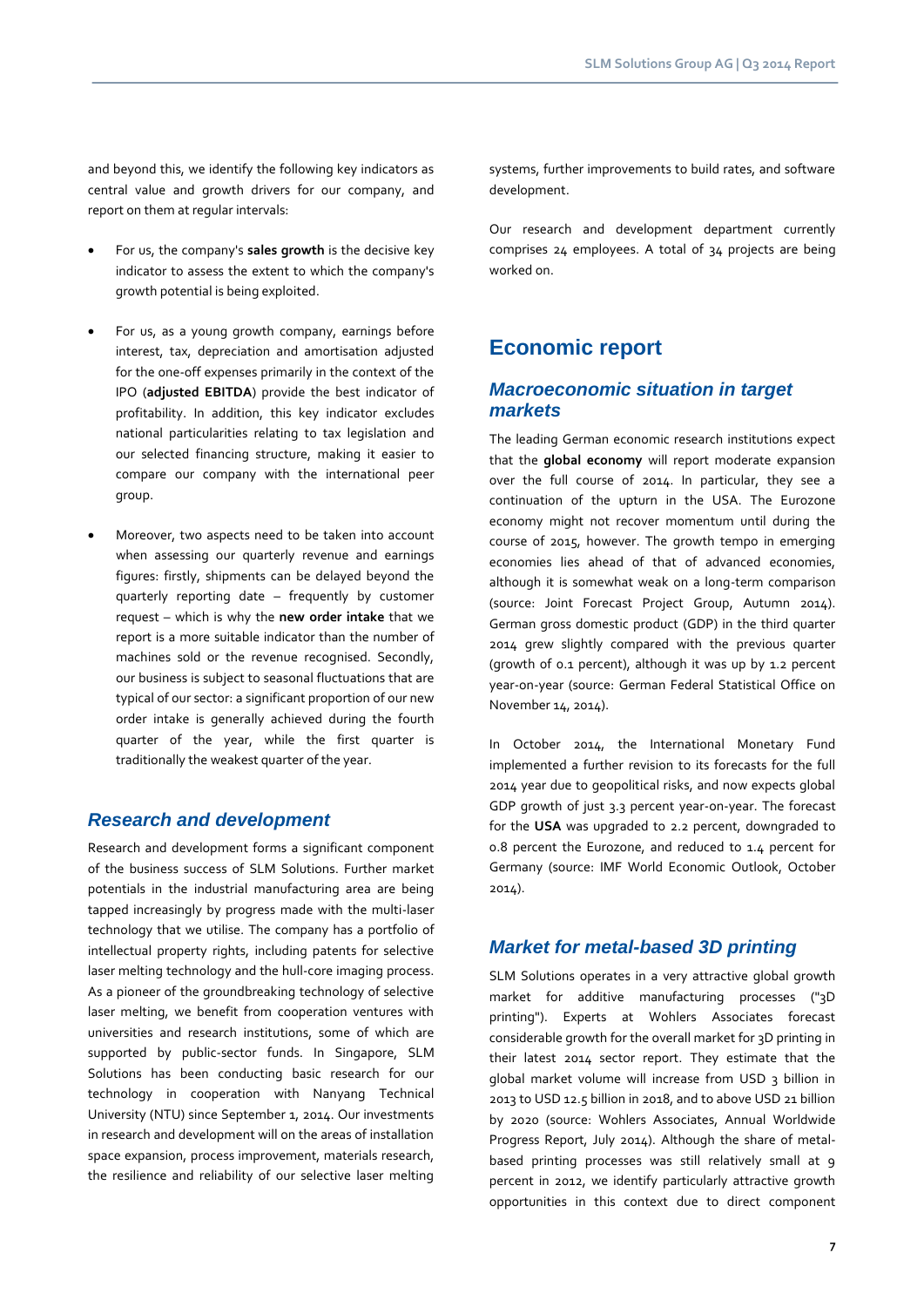and beyond this, we identify the following key indicators as central value and growth drivers for our company, and report on them at regular intervals:

- For us, the company's **sales growth** is the decisive key indicator to assess the extent to which the company's growth potential is being exploited.

- For us, as a young growth company, earnings before interest, tax, depreciation and amortisation adjusted for the one-off expenses primarily in the context of the IPO (**adjusted EBITDA**) provide the best indicator of profitability. In addition, this key indicator excludes national particularities relating to tax legislation and our selected financing structure, making it easier to compare our company with the international peer group.

- Moreover, two aspects need to be taken into account when assessing our quarterly revenue and earnings figures: firstly, shipments can be delayed beyond the quarterly reporting date – frequently by customer request – which is why the **new order intake** that we report is a more suitable indicator than the number of machines sold or the revenue recognised. Secondly, our business is subject to seasonal fluctuations that are typical of our sector: a significant proportion of our new order intake is generally achieved during the fourth quarter of the year, while the first quarter is traditionally the weakest quarter of the year.

## *Research and development*

Research and development forms a significant component of the business success of SLM Solutions. Further market potentials in the industrial manufacturing area are being tapped increasingly by progress made with the multi-laser technology that we utilise. The company has a portfolio of intellectual property rights, including patents for selective laser melting technology and the hull-core imaging process. As a pioneer of the groundbreaking technology of selective laser melting, we benefit from cooperation ventures with universities and research institutions, some of which are supported by public-sector funds. In Singapore, SLM Solutions has been conducting basic research for our technology in cooperation with Nanyang Technical University (NTU) since September 1, 2014. Our investments in research and development will on the areas of installation space expansion, process improvement, materials research, the resilience and reliability of our selective laser melting systems, further improvements to build rates, and software development.

Our research and development department currently comprises 24 employees. A total of 34 projects are being worked on.

# Economic report

## *Macroeconomic situation in target markets*

The leading German economic research institutions expect that the **global economy** will report moderate expansion over the full course of 2014. In particular, they see a continuation of the upturn in the USA. The Eurozone economy might not recover momentum until during the course of 2015, however. The growth tempo in emerging economies lies ahead of that of advanced economies, although it is somewhat weak on a long-term comparison (source: Joint Forecast Project Group, Autumn 2014). German gross domestic product (GDP) in the third quarter 2014 grew slightly compared with the previous quarter (growth of 0.1 percent), although it was up by 1.2 percent year-on-year (source: German Federal Statistical Office on November 14, 2014).

In October 2014, the International Monetary Fund implemented a further revision to its forecasts for the full 2014 year due to geopolitical risks, and now expects global GDP growth of just 3.3 percent year-on-year. The forecast for the **USA** was upgraded to 2.2 percent, downgraded to 0.8 percent the Eurozone, and reduced to 1.4 percent for Germany (source: IMF World Economic Outlook, October 2014).

## *Market for metal-based 3D printing*

SLM Solutions operates in a very attractive global growth market for additive manufacturing processes ("3D printing"). Experts at Wohlers Associates forecast considerable growth for the overall market for 3D printing in their latest 2014 sector report. They estimate that the global market volume will increase from USD 3 billion in 2013 to USD 12.5 billion in 2018, and to above USD 21 billion by 2020 (source: Wohlers Associates, Annual Worldwide Progress Report, July 2014). Although the share of metal-based printing processes was still relatively small at 9 percent in 2012, we identify particularly attractive growth opportunities in this context due to direct component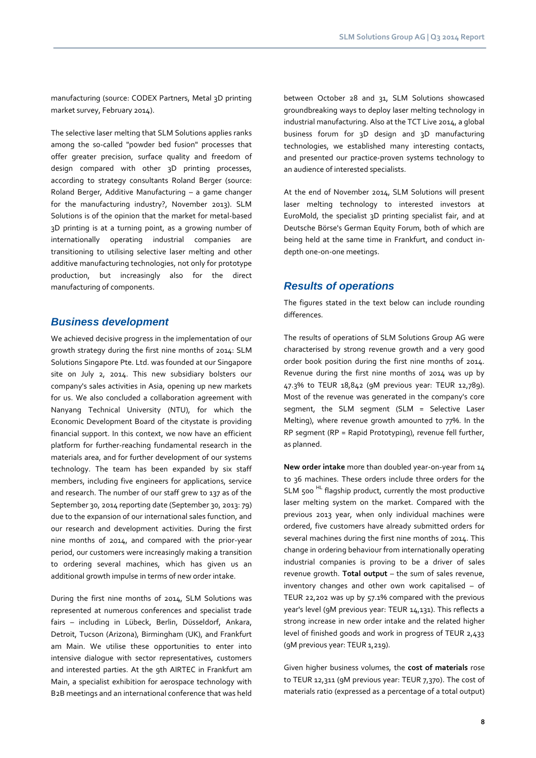manufacturing (source: CODEX Partners, Metal 3D printing market survey, February 2014).

The selective laser melting that SLM Solutions applies ranks among the so-called "powder bed fusion" processes that offer greater precision, surface quality and freedom of design compared with other 3D printing processes, according to strategy consultants Roland Berger (source: Roland Berger, Additive Manufacturing – a game changer for the manufacturing industry?, November 2013). SLM Solutions is of the opinion that the market for metal-based 3D printing is at a turning point, as a growing number of internationally operating industrial companies are transitioning to utilising selective laser melting and other additive manufacturing technologies, not only for prototype production, but increasingly also for the direct manufacturing of components.

## Business development

We achieved decisive progress in the implementation of our growth strategy during the first nine months of 2014: SLM Solutions Singapore Pte. Ltd. was founded at our Singapore site on July 2, 2014. This new subsidiary bolsters our company's sales activities in Asia, opening up new markets for us. We also concluded a collaboration agreement with Nanyang Technical University (NTU), for which the Economic Development Board of the citystate is providing financial support. In this context, we now have an efficient platform for further-reaching fundamental research in the materials area, and for further development of our systems technology. The team has been expanded by six staff members, including five engineers for applications, service and research. The number of our staff grew to 137 as of the September 30, 2014 reporting date (September 30, 2013: 79) due to the expansion of our international sales function, and our research and development activities. During the first nine months of 2014, and compared with the prior-year period, our customers were increasingly making a transition to ordering several machines, which has given us an additional growth impulse in terms of new order intake.

During the first nine months of 2014, SLM Solutions was represented at numerous conferences and specialist trade fairs – including in Lübeck, Berlin, Düsseldorf, Ankara, Detroit, Tucson (Arizona), Birmingham (UK), and Frankfurt am Main. We utilise these opportunities to enter into intensive dialogue with sector representatives, customers and interested parties. At the 9th AIRTEC in Frankfurt am Main, a specialist exhibition for aerospace technology with B2B meetings and an international conference that was held between October 28 and 31, SLM Solutions showcased groundbreaking ways to deploy laser melting technology in industrial manufacturing. Also at the TCT Live 2014, a global business forum for 3D design and 3D manufacturing technologies, we established many interesting contacts, and presented our practice-proven systems technology to an audience of interested specialists.

At the end of November 2014, SLM Solutions will present laser melting technology to interested investors at EuroMold, the specialist 3D printing specialist fair, and at Deutsche Börse's German Equity Forum, both of which are being held at the same time in Frankfurt, and conduct in-depth one-on-one meetings.

## Results of operations

The figures stated in the text below can include rounding differences.

The results of operations of SLM Solutions Group AG were characterised by strong revenue growth and a very good order book position during the first nine months of 2014. Revenue during the first nine months of 2014 was up by 47.3% to TEUR 18,842 (9M previous year: TEUR 12,789). Most of the revenue was generated in the company's core segment, the SLM segment (SLM = Selective Laser Melting), where revenue growth amounted to 77%. In the RP segment (RP = Rapid Prototyping), revenue fell further, as planned.

**New order intake** more than doubled year-on-year from 14 to 36 machines. These orders include three orders for the SLM 500 HL flagship product, currently the most productive laser melting system on the market. Compared with the previous 2013 year, when only individual machines were ordered, five customers have already submitted orders for several machines during the first nine months of 2014. This change in ordering behaviour from internationally operating industrial companies is proving to be a driver of sales revenue growth. **Total output** – the sum of sales revenue, inventory changes and other own work capitalised – of TEUR 22,202 was up by 57.1% compared with the previous year's level (9M previous year: TEUR 14,131). This reflects a strong increase in new order intake and the related higher level of finished goods and work in progress of TEUR 2,433 (9M previous year: TEUR 1,219).

Given higher business volumes, the **cost of materials** rose to TEUR 12,311 (9M previous year: TEUR 7,370). The cost of materials ratio (expressed as a percentage of a total output)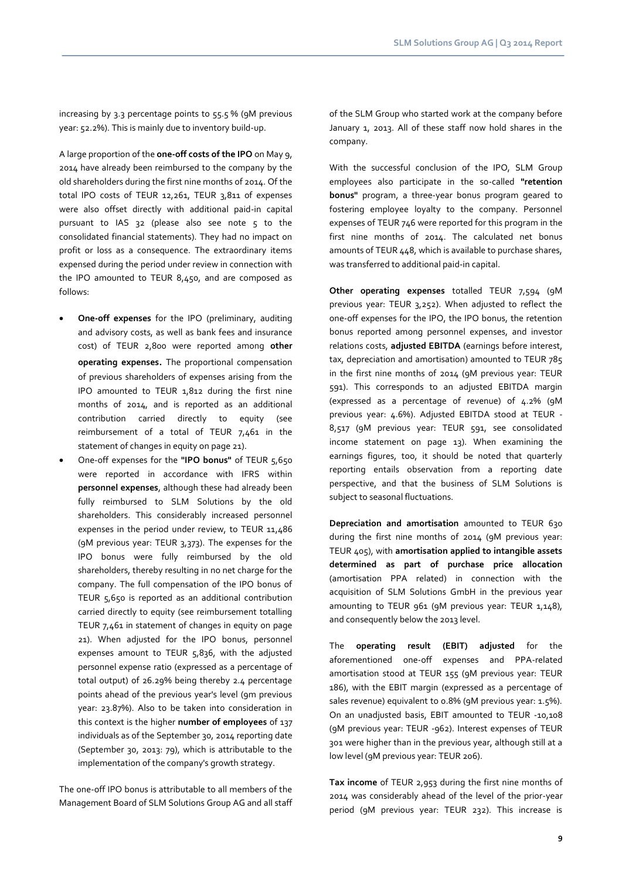increasing by 3.3 percentage points to 55.5 % (9M previous year: 52.2%). This is mainly due to inventory build-up.

A large proportion of the **one-off costs of the IPO** on May 9, 2014 have already been reimbursed to the company by the old shareholders during the first nine months of 2014. Of the total IPO costs of TEUR 12,261, TEUR 3,811 of expenses were also offset directly with additional paid-in capital pursuant to IAS 32 (please also see note 5 to the consolidated financial statements). They had no impact on profit or loss as a consequence. The extraordinary items expensed during the period under review in connection with the IPO amounted to TEUR 8,450, and are composed as follows:

- **One-off expenses** for the IPO (preliminary, auditing and advisory costs, as well as bank fees and insurance cost) of TEUR 2,800 were reported among **other operating expenses.** The proportional compensation of previous shareholders of expenses arising from the IPO amounted to TEUR 1,812 during the first nine months of 2014, and is reported as an additional contribution carried directly to equity (see reimbursement of a total of TEUR 7,461 in the statement of changes in equity on page 21).
- One-off expenses for the **"IPO bonus"** of TEUR 5,650 were reported in accordance with IFRS within **personnel expenses**, although these had already been fully reimbursed to SLM Solutions by the old shareholders. This considerably increased personnel expenses in the period under review, to TEUR 11,486 (9M previous year: TEUR 3,373). The expenses for the IPO bonus were fully reimbursed by the old shareholders, thereby resulting in no net charge for the company. The full compensation of the IPO bonus of TEUR 5,650 is reported as an additional contribution carried directly to equity (see reimbursement totalling TEUR 7,461 in statement of changes in equity on page 21). When adjusted for the IPO bonus, personnel expenses amount to TEUR 5,836, with the adjusted personnel expense ratio (expressed as a percentage of total output) of 26.29% being thereby 2.4 percentage points ahead of the previous year's level (9m previous year: 23.87%). Also to be taken into consideration in this context is the higher **number of employees** of 137 individuals as of the September 30, 2014 reporting date (September 30, 2013: 79), which is attributable to the implementation of the company's growth strategy.

The one-off IPO bonus is attributable to all members of the Management Board of SLM Solutions Group AG and all staff of the SLM Group who started work at the company before January 1, 2013. All of these staff now hold shares in the company.

With the successful conclusion of the IPO, SLM Group employees also participate in the so-called **"retention bonus"** program, a three-year bonus program geared to fostering employee loyalty to the company. Personnel expenses of TEUR 746 were reported for this program in the first nine months of 2014. The calculated net bonus amounts of TEUR 448, which is available to purchase shares, was transferred to additional paid-in capital.

**Other operating expenses** totalled TEUR 7,594 (9M previous year: TEUR 3,252). When adjusted to reflect the one-off expenses for the IPO, the IPO bonus, the retention bonus reported among personnel expenses, and investor relations costs, **adjusted EBITDA** (earnings before interest, tax, depreciation and amortisation) amounted to TEUR 785 in the first nine months of 2014 (9M previous year: TEUR 591). This corresponds to an adjusted EBITDA margin (expressed as a percentage of revenue) of 4.2% (9M previous year: 4.6%). Adjusted EBITDA stood at TEUR -8,517 (9M previous year: TEUR 591, see consolidated income statement on page 13). When examining the earnings figures, too, it should be noted that quarterly reporting entails observation from a reporting date perspective, and that the business of SLM Solutions is subject to seasonal fluctuations.

**Depreciation and amortisation** amounted to TEUR 630 during the first nine months of 2014 (9M previous year: TEUR 405), with **amortisation applied to intangible assets determined as part of purchase price allocation** (amortisation PPA related) in connection with the acquisition of SLM Solutions GmbH in the previous year amounting to TEUR 961 (9M previous year: TEUR 1,148), and consequently below the 2013 level.

The **operating result (EBIT) adjusted** for the aforementioned one-off expenses and PPA-related amortisation stood at TEUR 155 (9M previous year: TEUR 186), with the EBIT margin (expressed as a percentage of sales revenue) equivalent to 0.8% (9M previous year: 1.5%). On an unadjusted basis, EBIT amounted to TEUR -10,108 (9M previous year: TEUR -962). Interest expenses of TEUR 301 were higher than in the previous year, although still at a low level (9M previous year: TEUR 206).

**Tax income** of TEUR 2,953 during the first nine months of 2014 was considerably ahead of the level of the prior-year period (9M previous year: TEUR 232). This increase is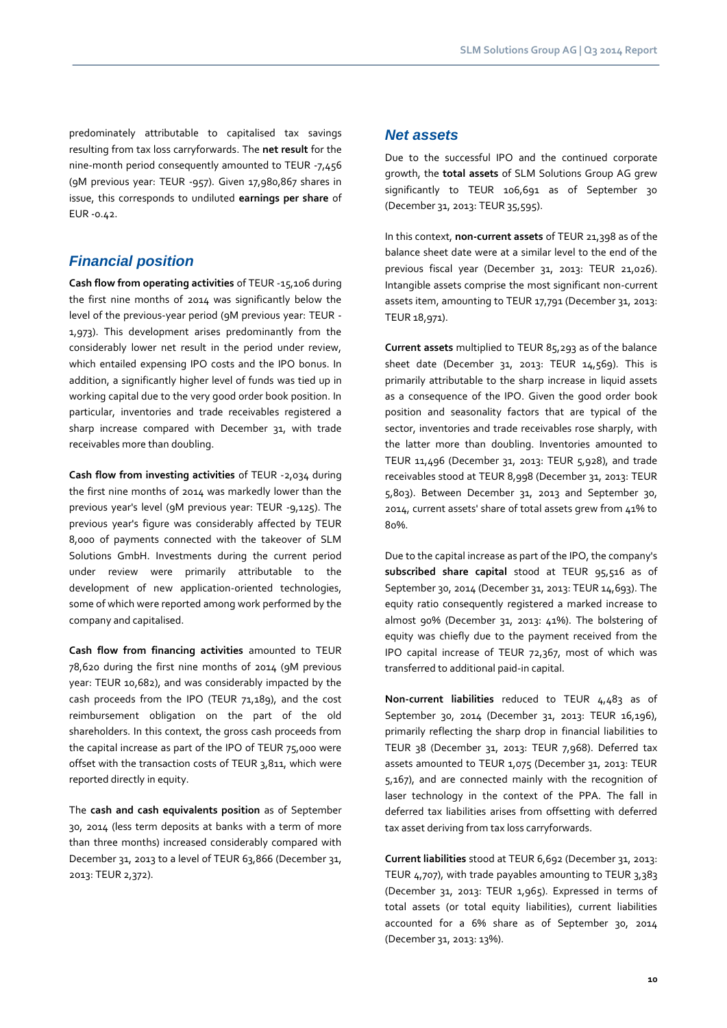predominately attributable to capitalised tax savings resulting from tax loss carryforwards. The **net result** for the nine-month period consequently amounted to TEUR -7,456 (9M previous year: TEUR -957). Given 17,980,867 shares in issue, this corresponds to undiluted **earnings per share** of EUR -0.42.

## *Financial position*

**Cash flow from operating activities** of TEUR -15,106 during the first nine months of 2014 was significantly below the level of the previous-year period (9M previous year: TEUR -1,973). This development arises predominantly from the considerably lower net result in the period under review, which entailed expensing IPO costs and the IPO bonus. In addition, a significantly higher level of funds was tied up in working capital due to the very good order book position. In particular, inventories and trade receivables registered a sharp increase compared with December 31, with trade receivables more than doubling.

**Cash flow from investing activities** of TEUR -2,034 during the first nine months of 2014 was markedly lower than the previous year's level (9M previous year: TEUR -9,125). The previous year's figure was considerably affected by TEUR 8,000 of payments connected with the takeover of SLM Solutions GmbH. Investments during the current period under review were primarily attributable to the development of new application-oriented technologies, some of which were reported among work performed by the company and capitalised.

**Cash flow from financing activities** amounted to TEUR 78,620 during the first nine months of 2014 (9M previous year: TEUR 10,682), and was considerably impacted by the cash proceeds from the IPO (TEUR 71,189), and the cost reimbursement obligation on the part of the old shareholders. In this context, the gross cash proceeds from the capital increase as part of the IPO of TEUR 75,000 were offset with the transaction costs of TEUR 3,811, which were reported directly in equity.

The **cash and cash equivalents position** as of September 30, 2014 (less term deposits at banks with a term of more than three months) increased considerably compared with December 31, 2013 to a level of TEUR 63,866 (December 31, 2013: TEUR 2,372).

## *Net assets*

Due to the successful IPO and the continued corporate growth, the **total assets** of SLM Solutions Group AG grew significantly to TEUR 106,691 as of September 30 (December 31, 2013: TEUR 35,595).

In this context, **non-current assets** of TEUR 21,398 as of the balance sheet date were at a similar level to the end of the previous fiscal year (December 31, 2013: TEUR 21,026). Intangible assets comprise the most significant non-current assets item, amounting to TEUR 17,791 (December 31, 2013: TEUR 18,971).

**Current assets** multiplied to TEUR 85,293 as of the balance sheet date (December 31, 2013: TEUR 14,569). This is primarily attributable to the sharp increase in liquid assets as a consequence of the IPO. Given the good order book position and seasonality factors that are typical of the sector, inventories and trade receivables rose sharply, with the latter more than doubling. Inventories amounted to TEUR 11,496 (December 31, 2013: TEUR 5,928), and trade receivables stood at TEUR 8,998 (December 31, 2013: TEUR 5,803). Between December 31, 2013 and September 30, 2014, current assets' share of total assets grew from 41% to 80%.

Due to the capital increase as part of the IPO, the company's **subscribed share capital** stood at TEUR 95,516 as of September 30, 2014 (December 31, 2013: TEUR 14,693). The equity ratio consequently registered a marked increase to almost 90% (December 31, 2013: 41%). The bolstering of equity was chiefly due to the payment received from the IPO capital increase of TEUR 72,367, most of which was transferred to additional paid-in capital.

**Non-current liabilities** reduced to TEUR 4,483 as of September 30, 2014 (December 31, 2013: TEUR 16,196), primarily reflecting the sharp drop in financial liabilities to TEUR 38 (December 31, 2013: TEUR 7,968). Deferred tax assets amounted to TEUR 1,075 (December 31, 2013: TEUR 5,167), and are connected mainly with the recognition of laser technology in the context of the PPA. The fall in deferred tax liabilities arises from offsetting with deferred tax asset deriving from tax loss carryforwards.

**Current liabilities** stood at TEUR 6,692 (December 31, 2013: TEUR 4,707), with trade payables amounting to TEUR 3,383 (December 31, 2013: TEUR 1,965). Expressed in terms of total assets (or total equity liabilities), current liabilities accounted for a 6% share as of September 30, 2014 (December 31, 2013: 13%).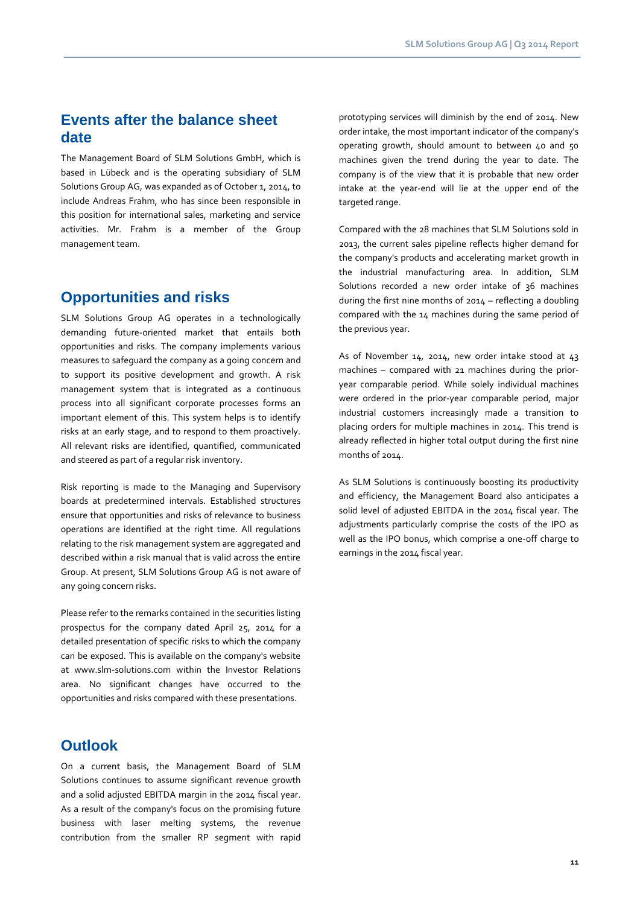## Events after the balance sheet date

The Management Board of SLM Solutions GmbH, which is based in Lübeck and is the operating subsidiary of SLM Solutions Group AG, was expanded as of October 1, 2014, to include Andreas Frahm, who has since been responsible in this position for international sales, marketing and service activities. Mr. Frahm is a member of the Group management team.

## Opportunities and risks

SLM Solutions Group AG operates in a technologically demanding future-oriented market that entails both opportunities and risks. The company implements various measures to safeguard the company as a going concern and to support its positive development and growth. A risk management system that is integrated as a continuous process into all significant corporate processes forms an important element of this. This system helps is to identify risks at an early stage, and to respond to them proactively. All relevant risks are identified, quantified, communicated and steered as part of a regular risk inventory.

Risk reporting is made to the Managing and Supervisory boards at predetermined intervals. Established structures ensure that opportunities and risks of relevance to business operations are identified at the right time. All regulations relating to the risk management system are aggregated and described within a risk manual that is valid across the entire Group. At present, SLM Solutions Group AG is not aware of any going concern risks.

Please refer to the remarks contained in the securities listing prospectus for the company dated April 25, 2014 for a detailed presentation of specific risks to which the company can be exposed. This is available on the company's website at www.slm-solutions.com within the Investor Relations area. No significant changes have occurred to the opportunities and risks compared with these presentations.

## Outlook

On a current basis, the Management Board of SLM Solutions continues to assume significant revenue growth and a solid adjusted EBITDA margin in the 2014 fiscal year. As a result of the company's focus on the promising future business with laser melting systems, the revenue contribution from the smaller RP segment with rapid prototyping services will diminish by the end of 2014. New order intake, the most important indicator of the company's operating growth, should amount to between 40 and 50 machines given the trend during the year to date. The company is of the view that it is probable that new order intake at the year-end will lie at the upper end of the targeted range.

Compared with the 28 machines that SLM Solutions sold in 2013, the current sales pipeline reflects higher demand for the company's products and accelerating market growth in the industrial manufacturing area. In addition, SLM Solutions recorded a new order intake of 36 machines during the first nine months of 2014 – reflecting a doubling compared with the 14 machines during the same period of the previous year.

As of November 14, 2014, new order intake stood at 43 machines – compared with 21 machines during the prior-year comparable period. While solely individual machines were ordered in the prior-year comparable period, major industrial customers increasingly made a transition to placing orders for multiple machines in 2014. This trend is already reflected in higher total output during the first nine months of 2014.

As SLM Solutions is continuously boosting its productivity and efficiency, the Management Board also anticipates a solid level of adjusted EBITDA in the 2014 fiscal year. The adjustments particularly comprise the costs of the IPO as well as the IPO bonus, which comprise a one-off charge to earnings in the 2014 fiscal year.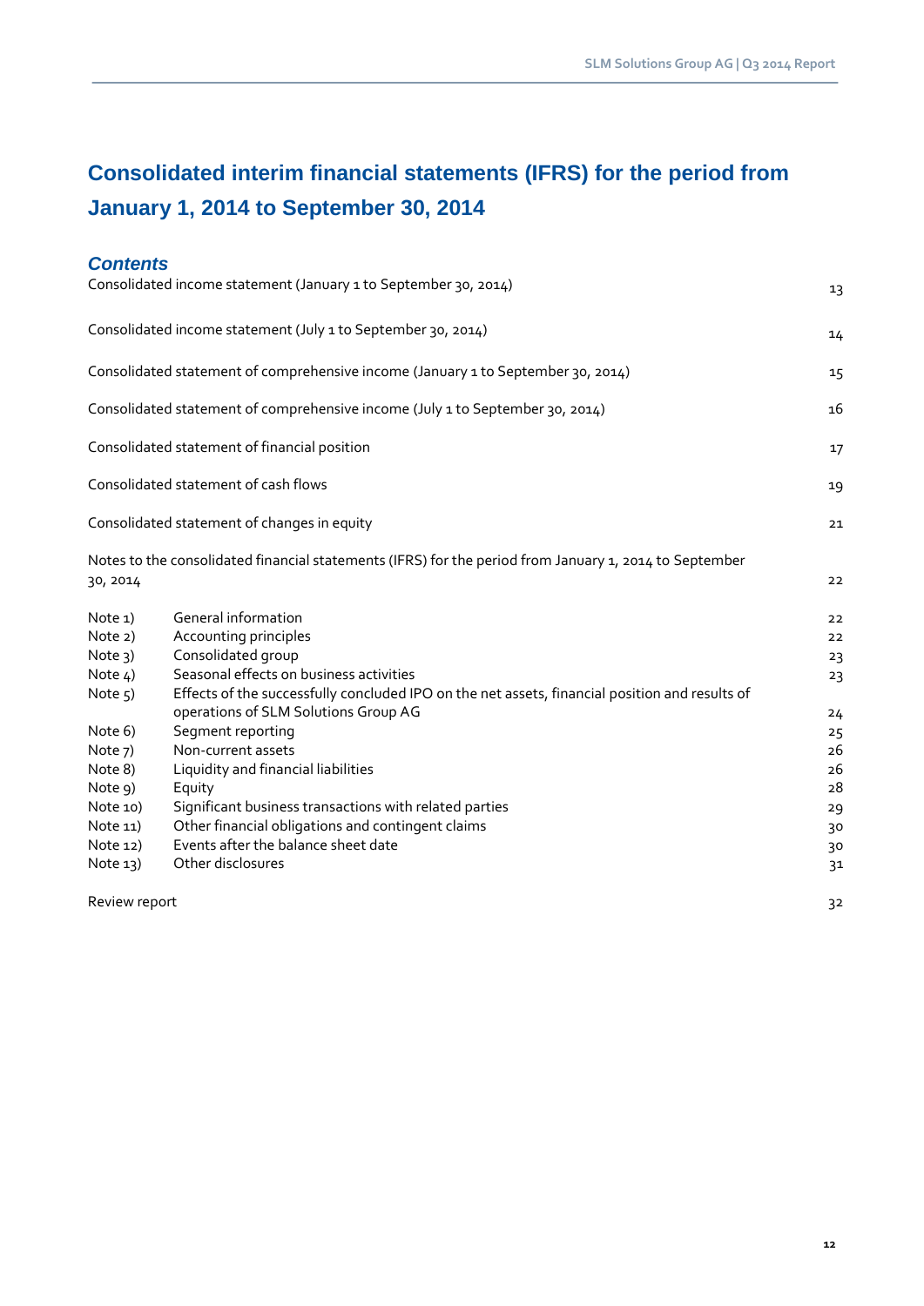# Consolidated interim financial statements (IFRS) for the period from January 1, 2014 to September 30, 2014

## *Contents*

| | | |
|---|---|---|
| Consolidated income statement (January 1 to September 30, 2014) | | 13 |
| Consolidated income statement (July 1 to September 30, 2014) | | 14 |
| Consolidated statement of comprehensive income (January 1 to September 30, 2014) | | 15 |
| Consolidated statement of comprehensive income (July 1 to September 30, 2014) | | 16 |
| Consolidated statement of financial position | | 17 |
| Consolidated statement of cash flows | | 19 |
| Consolidated statement of changes in equity | | 21 |
| Notes to the consolidated financial statements (IFRS) for the period from January 1, 2014 to September 30, 2014 | | 22 |
| Note 1) | General information | 22 |
| Note 2) | Accounting principles | 22 |
| Note 3) | Consolidated group | 23 |
| Note 4) | Seasonal effects on business activities | 23 |
| Note 5) | Effects of the successfully concluded IPO on the net assets, financial position and results of operations of SLM Solutions Group AG | 24 |
| Note 6) | Segment reporting | 25 |
| Note 7) | Non-current assets | 26 |
| Note 8) | Liquidity and financial liabilities | 26 |
| Note 9) | Equity | 28 |
| Note 10) | Significant business transactions with related parties | 29 |
| Note 11) | Other financial obligations and contingent claims | 30 |
| Note 12) | Events after the balance sheet date | 30 |
| Note 13) | Other disclosures | 31 |
| Review report | | 32 |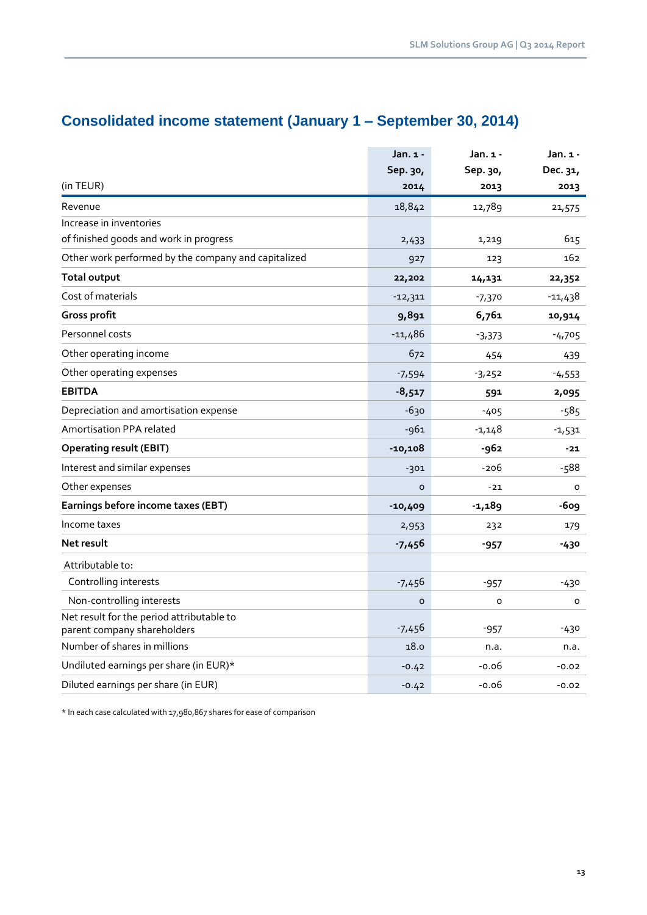## Consolidated income statement (January 1 – September 30, 2014)

| (in TEUR) | Jan. 1 - Sep. 30, 2014 | Jan. 1 - Sep. 30, 2013 | Jan. 1 - Dec. 31, 2013 |
|---|---|---|---|
| Revenue | 18,842 | 12,789 | 21,575 |
| Increase in inventories of finished goods and work in progress | 2,433 | 1,219 | 615 |
| Other work performed by the company and capitalized | 927 | 123 | 162 |
| **Total output** | **22,202** | **14,131** | **22,352** |
| Cost of materials | -12,311 | -7,370 | -11,438 |
| **Gross profit** | **9,891** | **6,761** | **10,914** |
| Personnel costs | -11,486 | -3,373 | -4,705 |
| Other operating income | 672 | 454 | 439 |
| Other operating expenses | -7,594 | -3,252 | -4,553 |
| **EBITDA** | **-8,517** | **591** | **2,095** |
| Depreciation and amortisation expense | -630 | -405 | -585 |
| Amortisation PPA related | -961 | -1,148 | -1,531 |
| **Operating result (EBIT)** | **-10,108** | **-962** | **-21** |
| Interest and similar expenses | -301 | -206 | -588 |
| Other expenses | 0 | -21 | 0 |
| **Earnings before income taxes (EBT)** | **-10,409** | **-1,189** | **-609** |
| Income taxes | 2,953 | 232 | 179 |
| **Net result** | **-7,456** | **-957** | **-430** |
| Attributable to: | | | |
| Controlling interests | -7,456 | -957 | -430 |
| Non-controlling interests | 0 | 0 | 0 |
| Net result for the period attributable to parent company shareholders | -7,456 | -957 | -430 |
| Number of shares in millions | 18.0 | n.a. | n.a. |
| Undiluted earnings per share (in EUR)* | -0.42 | -0.06 | -0.02 |
| Diluted earnings per share (in EUR) | -0.42 | -0.06 | -0.02 |

* In each case calculated with 17,980,867 shares for ease of comparison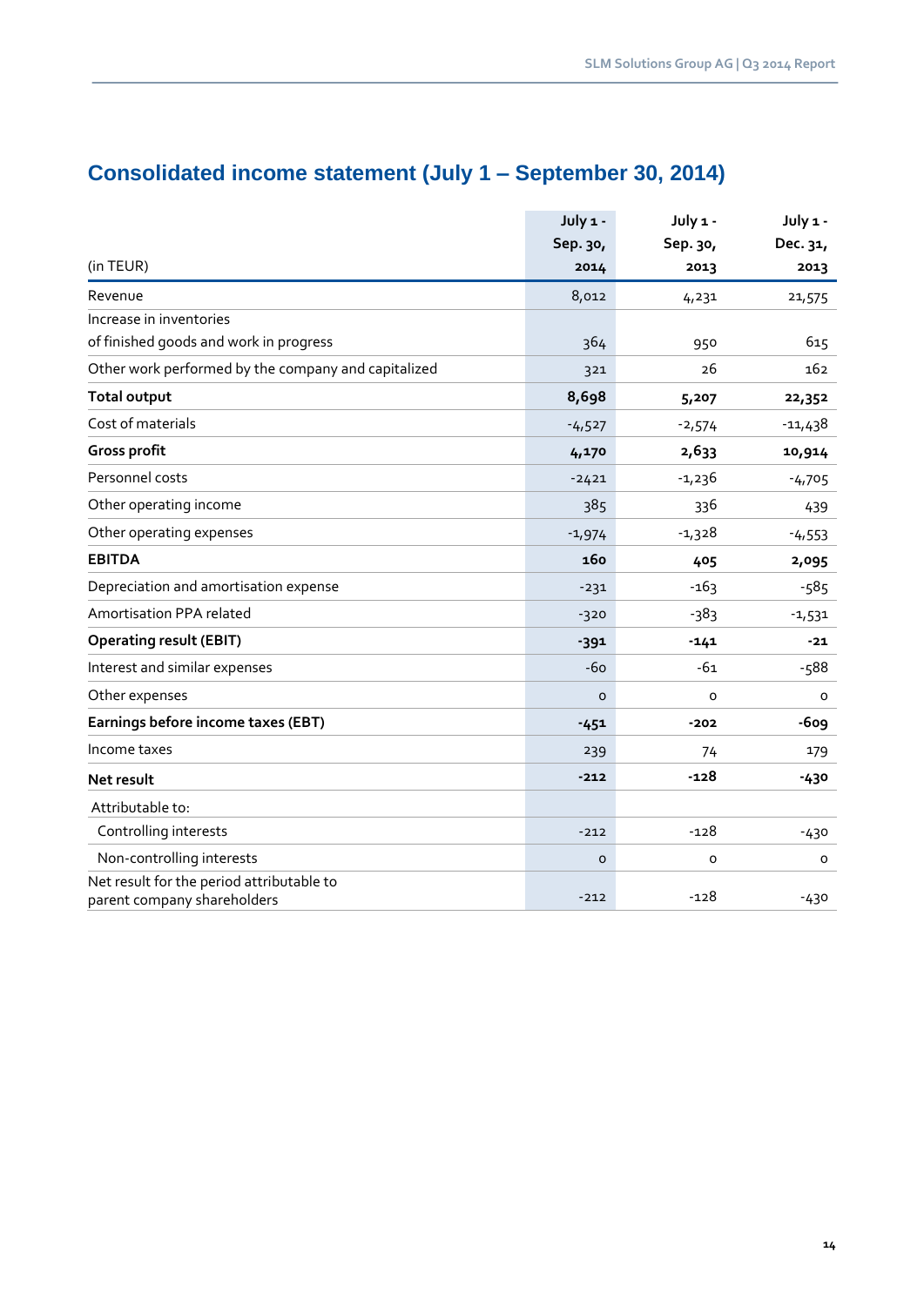## Consolidated income statement (July 1 – September 30, 2014)

| (in TEUR) | July 1 - Sep. 30, 2014 | July 1 - Sep. 30, 2013 | July 1 - Dec. 31, 2013 |
|---|---|---|---|
| Revenue | 8,012 | 4,231 | 21,575 |
| Increase in inventories of finished goods and work in progress | 364 | 950 | 615 |
| Other work performed by the company and capitalized | 321 | 26 | 162 |
| **Total output** | **8,698** | **5,207** | **22,352** |
| Cost of materials | -4,527 | -2,574 | -11,438 |
| **Gross profit** | **4,170** | **2,633** | **10,914** |
| Personnel costs | -2421 | -1,236 | -4,705 |
| Other operating income | 385 | 336 | 439 |
| Other operating expenses | -1,974 | -1,328 | -4,553 |
| **EBITDA** | **160** | **405** | **2,095** |
| Depreciation and amortisation expense | -231 | -163 | -585 |
| Amortisation PPA related | -320 | -383 | -1,531 |
| **Operating result (EBIT)** | **-391** | **-141** | **-21** |
| Interest and similar expenses | -60 | -61 | -588 |
| Other expenses | 0 | 0 | 0 |
| **Earnings before income taxes (EBT)** | **-451** | **-202** | **-609** |
| Income taxes | 239 | 74 | 179 |
| **Net result** | **-212** | **-128** | **-430** |
| Attributable to: | | | |
| Controlling interests | -212 | -128 | -430 |
| Non-controlling interests | 0 | 0 | 0 |
| Net result for the period attributable to parent company shareholders | -212 | -128 | -430 |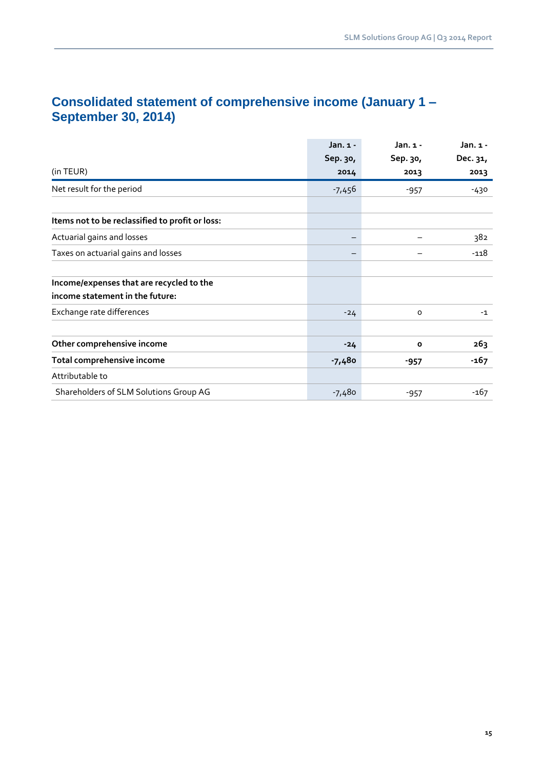# Consolidated statement of comprehensive income (January 1 – September 30, 2014)

| (in TEUR) | Jan. 1 - Sep. 30, 2014 | Jan. 1 - Sep. 30, 2013 | Jan. 1 - Dec. 31, 2013 |
|---|---|---|---|
| Net result for the period | -7,456 | -957 | -430 |
| | | | |
| **Items not to be reclassified to profit or loss:** | | | |
| Actuarial gains and losses | – | – | 382 |
| Taxes on actuarial gains and losses | – | – | -118 |
| | | | |
| **Income/expenses that are recycled to the income statement in the future:** | | | |
| Exchange rate differences | -24 | 0 | -1 |
| | | | |
| **Other comprehensive income** | **-24** | **0** | **263** |
| **Total comprehensive income** | **-7,480** | **-957** | **-167** |
| Attributable to | | | |
| Shareholders of SLM Solutions Group AG | -7,480 | -957 | -167 |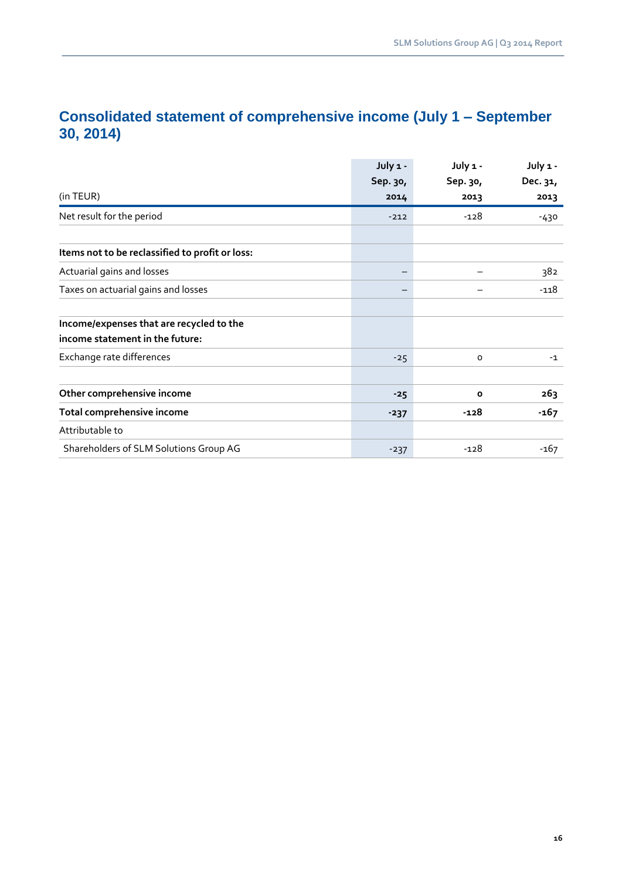## Consolidated statement of comprehensive income (July 1 – September 30, 2014)

| (in TEUR) | July 1 - Sep. 30, 2014 | July 1 - Sep. 30, 2013 | July 1 - Dec. 31, 2013 |
|---|---|---|---|
| Net result for the period | -212 | -128 | -430 |
| | | | |
| **Items not to be reclassified to profit or loss:** | | | |
| Actuarial gains and losses | – | – | 382 |
| Taxes on actuarial gains and losses | – | – | -118 |
| | | | |
| **Income/expenses that are recycled to the income statement in the future:** | | | |
| Exchange rate differences | -25 | 0 | -1 |
| | | | |
| **Other comprehensive income** | **-25** | **0** | **263** |
| **Total comprehensive income** | **-237** | **-128** | **-167** |
| Attributable to | | | |
| Shareholders of SLM Solutions Group AG | -237 | -128 | -167 |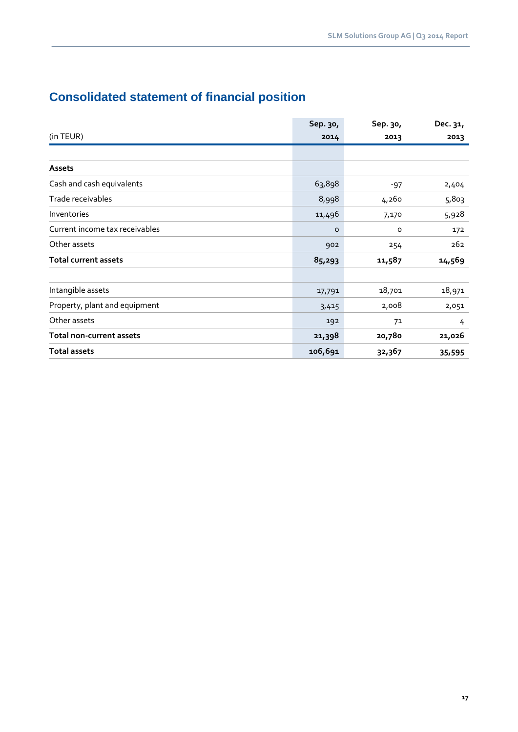## Consolidated statement of financial position

| (in TEUR) | Sep. 30, 2014 | Sep. 30, 2013 | Dec. 31, 2013 |
|---|---|---|---|
| | | | |
| **Assets** | | | |
| Cash and cash equivalents | 63,898 | -97 | 2,404 |
| Trade receivables | 8,998 | 4,260 | 5,803 |
| Inventories | 11,496 | 7,170 | 5,928 |
| Current income tax receivables | 0 | 0 | 172 |
| Other assets | 902 | 254 | 262 |
| **Total current assets** | **85,293** | **11,587** | **14,569** |
| | | | |
| Intangible assets | 17,791 | 18,701 | 18,971 |
| Property, plant and equipment | 3,415 | 2,008 | 2,051 |
| Other assets | 192 | 71 | 4 |
| **Total non-current assets** | **21,398** | **20,780** | **21,026** |
| **Total assets** | **106,691** | **32,367** | **35,595** |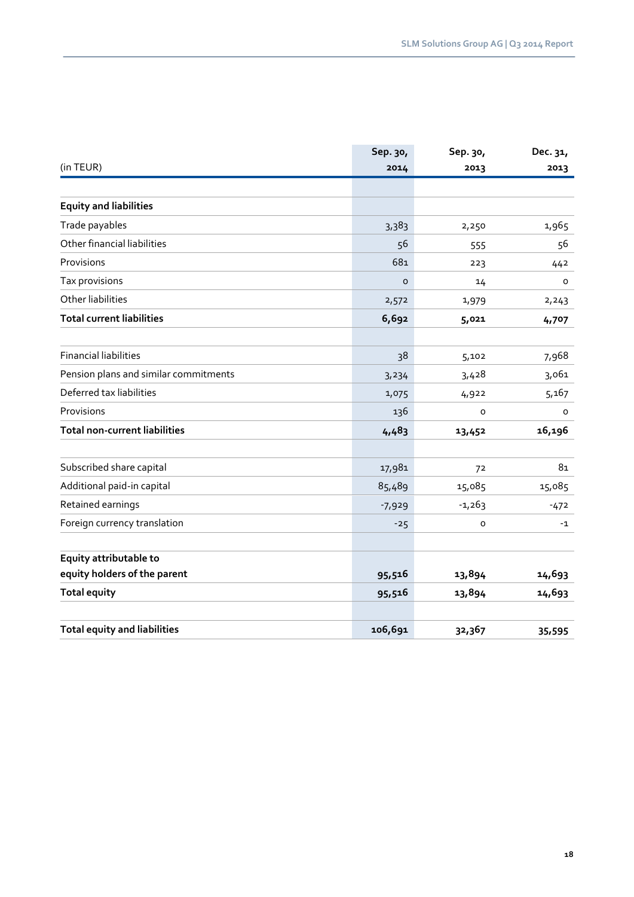| (in TEUR) | Sep. 30, 2014 | Sep. 30, 2013 | Dec. 31, 2013 |
|---|---|---|---|
| **Equity and liabilities** | | | |
| Trade payables | 3,383 | 2,250 | 1,965 |
| Other financial liabilities | 56 | 555 | 56 |
| Provisions | 681 | 223 | 442 |
| Tax provisions | 0 | 14 | 0 |
| Other liabilities | 2,572 | 1,979 | 2,243 |
| **Total current liabilities** | **6,692** | **5,021** | **4,707** |
| | | | |
| Financial liabilities | 38 | 5,102 | 7,968 |
| Pension plans and similar commitments | 3,234 | 3,428 | 3,061 |
| Deferred tax liabilities | 1,075 | 4,922 | 5,167 |
| Provisions | 136 | 0 | 0 |
| **Total non-current liabilities** | **4,483** | **13,452** | **16,196** |
| | | | |
| Subscribed share capital | 17,981 | 72 | 81 |
| Additional paid-in capital | 85,489 | 15,085 | 15,085 |
| Retained earnings | -7,929 | -1,263 | -472 |
| Foreign currency translation | -25 | 0 | -1 |
| | | | |
| **Equity attributable to equity holders of the parent** | **95,516** | **13,894** | **14,693** |
| **Total equity** | **95,516** | **13,894** | **14,693** |
| | | | |
| **Total equity and liabilities** | **106,691** | **32,367** | **35,595** |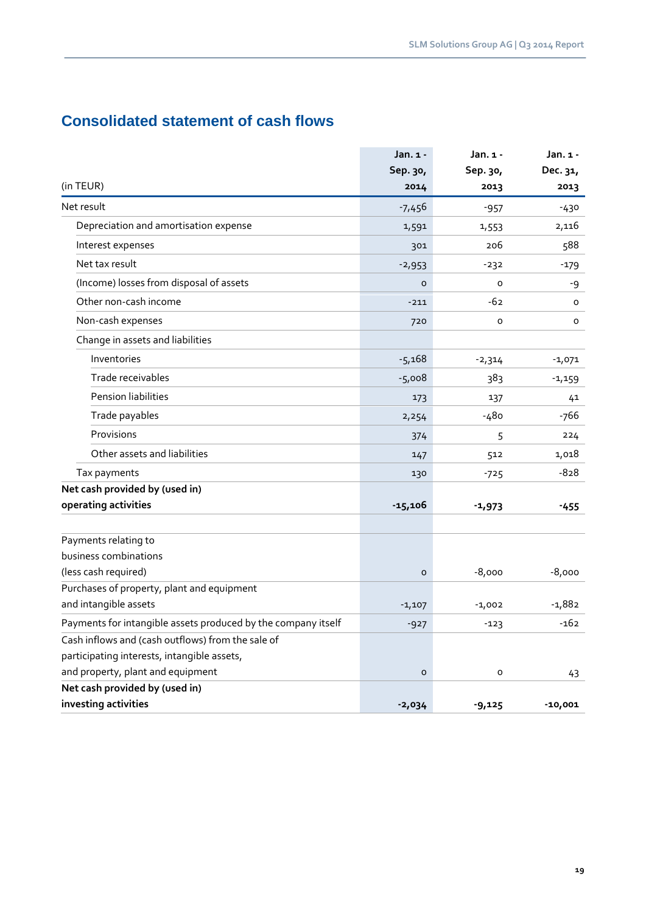## Consolidated statement of cash flows

| (in TEUR) | Jan. 1 - Sep. 30, 2014 | Jan. 1 - Sep. 30, 2013 | Jan. 1 - Dec. 31, 2013 |
|---|---|---|---|
| Net result | -7,456 | -957 | -430 |
| Depreciation and amortisation expense | 1,591 | 1,553 | 2,116 |
| Interest expenses | 301 | 206 | 588 |
| Net tax result | -2,953 | -232 | -179 |
| (Income) losses from disposal of assets | 0 | 0 | -9 |
| Other non-cash income | -211 | -62 | 0 |
| Non-cash expenses | 720 | 0 | 0 |
| Change in assets and liabilities | | | |
| Inventories | -5,168 | -2,314 | -1,071 |
| Trade receivables | -5,008 | 383 | -1,159 |
| Pension liabilities | 173 | 137 | 41 |
| Trade payables | 2,254 | -480 | -766 |
| Provisions | 374 | 5 | 224 |
| Other assets and liabilities | 147 | 512 | 1,018 |
| Tax payments | 130 | -725 | -828 |
| **Net cash provided by (used in) operating activities** | **-15,106** | **-1,973** | **-455** |
| | | | |
| Payments relating to business combinations (less cash required) | 0 | -8,000 | -8,000 |
| Purchases of property, plant and equipment and intangible assets | -1,107 | -1,002 | -1,882 |
| Payments for intangible assets produced by the company itself | -927 | -123 | -162 |
| Cash inflows and (cash outflows) from the sale of participating interests, intangible assets, and property, plant and equipment | 0 | 0 | 43 |
| **Net cash provided by (used in) investing activities** | **-2,034** | **-9,125** | **-10,001** |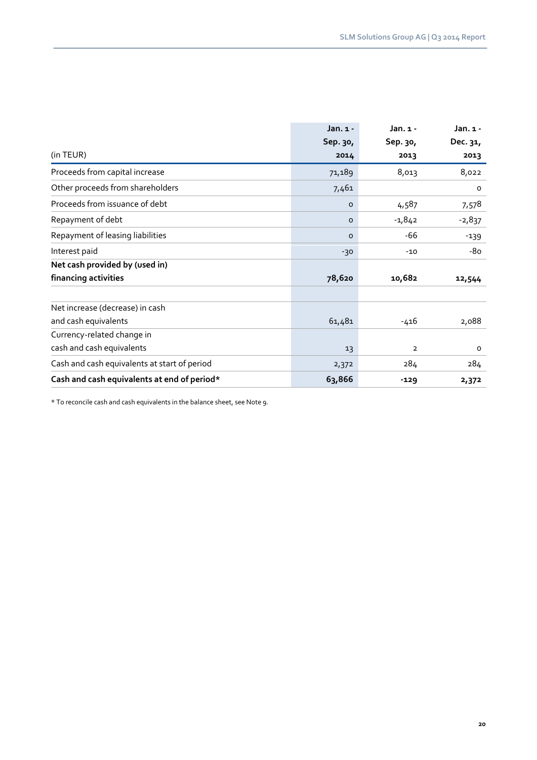| (in TEUR) | Jan. 1 - Sep. 30, 2014 | Jan. 1 - Sep. 30, 2013 | Jan. 1 - Dec. 31, 2013 |
|---|---|---|---|
| Proceeds from capital increase | 71,189 | 8,013 | 8,022 |
| Other proceeds from shareholders | 7,461 | | 0 |
| Proceeds from issuance of debt | 0 | 4,587 | 7,578 |
| Repayment of debt | 0 | -1,842 | -2,837 |
| Repayment of leasing liabilities | 0 | -66 | -139 |
| Interest paid | -30 | -10 | -80 |
| **Net cash provided by (used in) financing activities** | **78,620** | **10,682** | **12,544** |
| | | | |
| Net increase (decrease) in cash and cash equivalents | 61,481 | -416 | 2,088 |
| Currency-related change in cash and cash equivalents | 13 | 2 | 0 |
| Cash and cash equivalents at start of period | 2,372 | 284 | 284 |
| **Cash and cash equivalents at end of period*** | **63,866** | **-129** | **2,372** |

* To reconcile cash and cash equivalents in the balance sheet, see Note 9.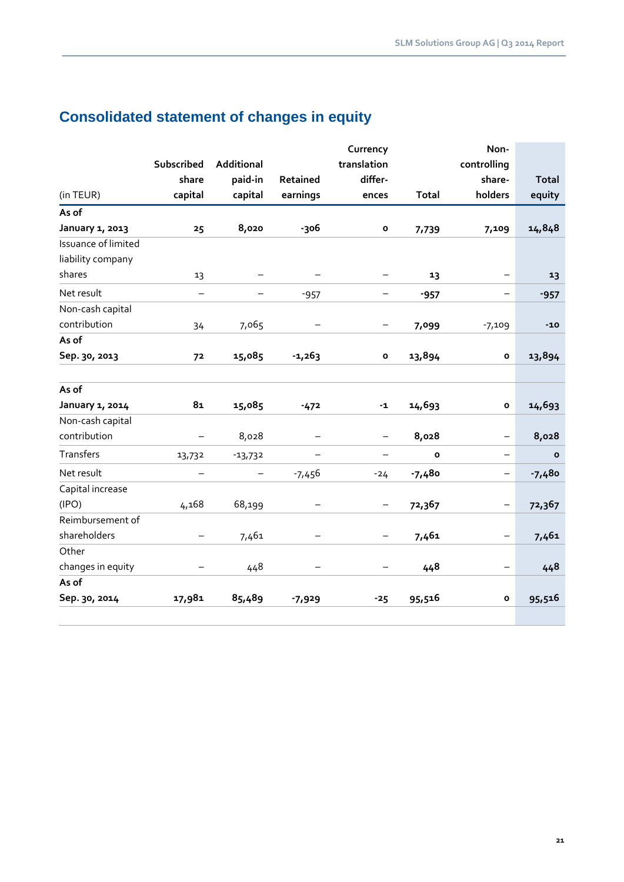## Consolidated statement of changes in equity

| (in TEUR) | Subscribed share capital | Additional paid-in capital | Retained earnings | Currency translation differ-ences | Total | Non-controlling share-holders | Total equity |
|---|---|---|---|---|---|---|---|
| **As of January 1, 2013** | **25** | **8,020** | **-306** | **0** | **7,739** | **7,109** | **14,848** |
| Issuance of limited liability company shares | 13 | – | – | – | **13** | – | **13** |
| Net result | – | – | -957 | – | **-957** | – | **-957** |
| Non-cash capital contribution | 34 | 7,065 | – | – | **7,099** | -7,109 | **-10** |
| **As of Sep. 30, 2013** | **72** | **15,085** | **-1,263** | **0** | **13,894** | **0** | **13,894** |
| | | | | | | | |
| **As of January 1, 2014** | **81** | **15,085** | **-472** | **-1** | **14,693** | **0** | **14,693** |
| Non-cash capital contribution | – | 8,028 | – | – | **8,028** | – | **8,028** |
| Transfers | 13,732 | -13,732 | – | – | **0** | – | **0** |
| Net result | – | – | -7,456 | -24 | **-7,480** | – | **-7,480** |
| Capital increase (IPO) | 4,168 | 68,199 | – | – | **72,367** | – | **72,367** |
| Reimbursement of shareholders | – | 7,461 | – | – | **7,461** | – | **7,461** |
| Other changes in equity | – | 448 | – | – | **448** | – | **448** |
| **As of Sep. 30, 2014** | **17,981** | **85,489** | **-7,929** | **-25** | **95,516** | **0** | **95,516** |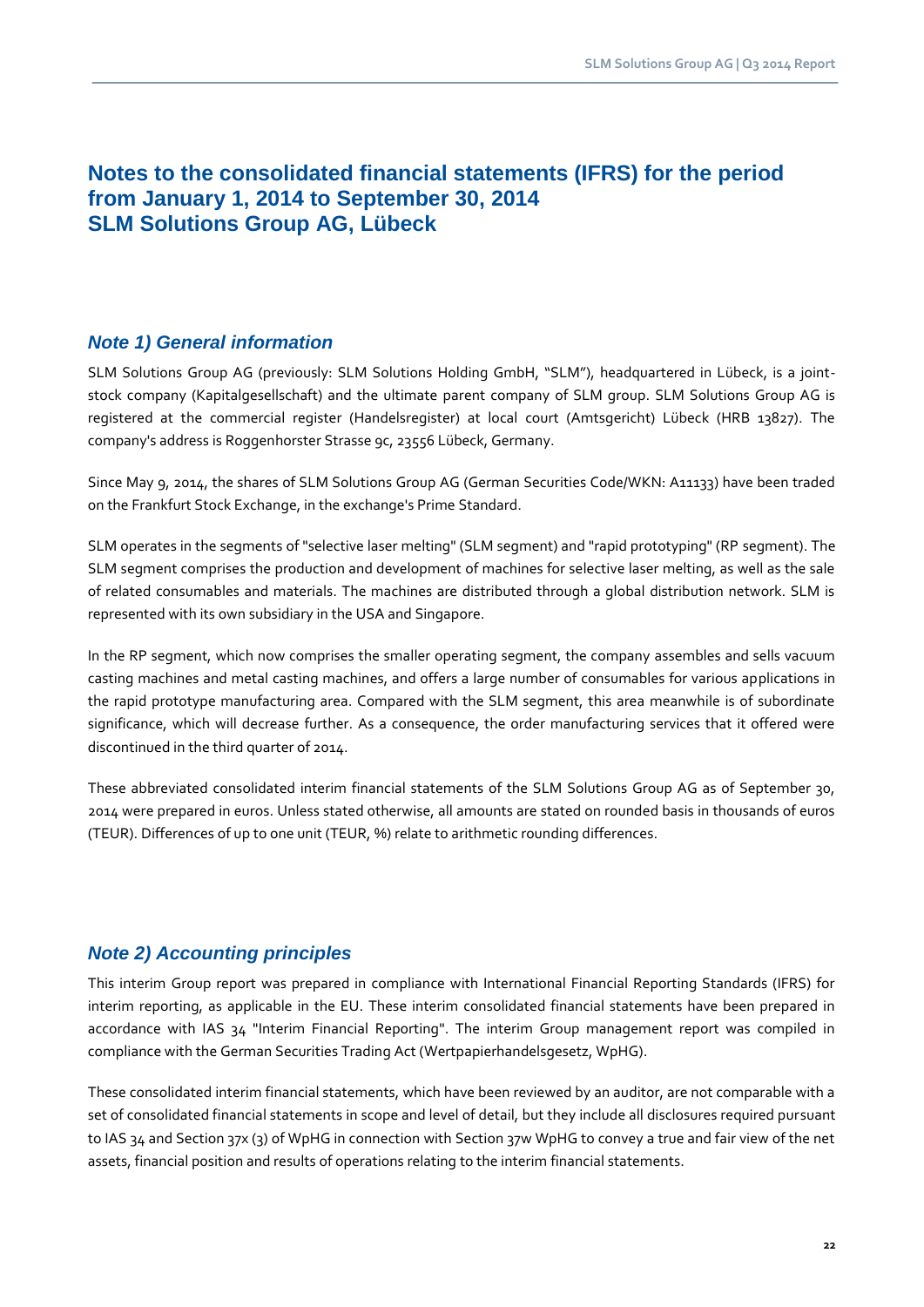# Notes to the consolidated financial statements (IFRS) for the period from January 1, 2014 to September 30, 2014 SLM Solutions Group AG, Lübeck

## *Note 1) General information*

SLM Solutions Group AG (previously: SLM Solutions Holding GmbH, "SLM"), headquartered in Lübeck, is a joint-stock company (Kapitalgesellschaft) and the ultimate parent company of SLM group. SLM Solutions Group AG is registered at the commercial register (Handelsregister) at local court (Amtsgericht) Lübeck (HRB 13827). The company's address is Roggenhorster Strasse 9c, 23556 Lübeck, Germany.

Since May 9, 2014, the shares of SLM Solutions Group AG (German Securities Code/WKN: A11133) have been traded on the Frankfurt Stock Exchange, in the exchange's Prime Standard.

SLM operates in the segments of "selective laser melting" (SLM segment) and "rapid prototyping" (RP segment). The SLM segment comprises the production and development of machines for selective laser melting, as well as the sale of related consumables and materials. The machines are distributed through a global distribution network. SLM is represented with its own subsidiary in the USA and Singapore.

In the RP segment, which now comprises the smaller operating segment, the company assembles and sells vacuum casting machines and metal casting machines, and offers a large number of consumables for various applications in the rapid prototype manufacturing area. Compared with the SLM segment, this area meanwhile is of subordinate significance, which will decrease further. As a consequence, the order manufacturing services that it offered were discontinued in the third quarter of 2014.

These abbreviated consolidated interim financial statements of the SLM Solutions Group AG as of September 30, 2014 were prepared in euros. Unless stated otherwise, all amounts are stated on rounded basis in thousands of euros (TEUR). Differences of up to one unit (TEUR, %) relate to arithmetic rounding differences.

## *Note 2) Accounting principles*

This interim Group report was prepared in compliance with International Financial Reporting Standards (IFRS) for interim reporting, as applicable in the EU. These interim consolidated financial statements have been prepared in accordance with IAS 34 "Interim Financial Reporting". The interim Group management report was compiled in compliance with the German Securities Trading Act (Wertpapierhandelsgesetz, WpHG).

These consolidated interim financial statements, which have been reviewed by an auditor, are not comparable with a set of consolidated financial statements in scope and level of detail, but they include all disclosures required pursuant to IAS 34 and Section 37x (3) of WpHG in connection with Section 37w WpHG to convey a true and fair view of the net assets, financial position and results of operations relating to the interim financial statements.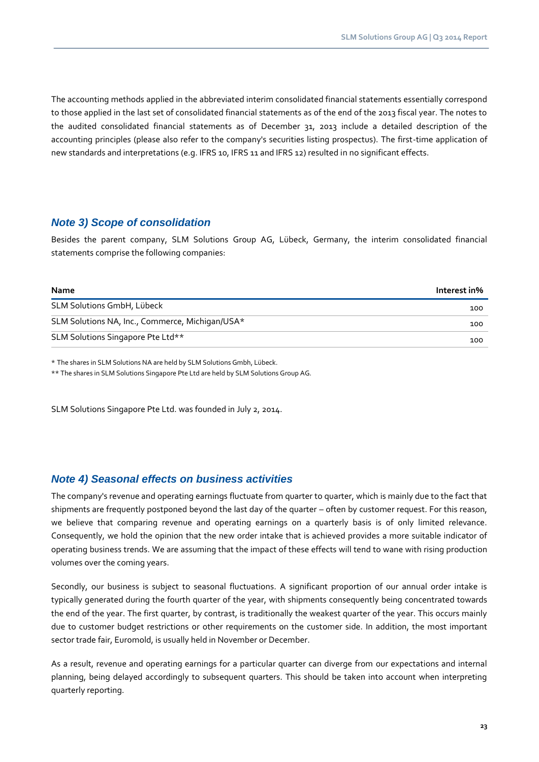The accounting methods applied in the abbreviated interim consolidated financial statements essentially correspond to those applied in the last set of consolidated financial statements as of the end of the 2013 fiscal year. The notes to the audited consolidated financial statements as of December 31, 2013 include a detailed description of the accounting principles (please also refer to the company's securities listing prospectus). The first-time application of new standards and interpretations (e.g. IFRS 10, IFRS 11 and IFRS 12) resulted in no significant effects.

## *Note 3) Scope of consolidation*

Besides the parent company, SLM Solutions Group AG, Lübeck, Germany, the interim consolidated financial statements comprise the following companies:

| Name | Interest in% |
|---|---|
| SLM Solutions GmbH, Lübeck | 100 |
| SLM Solutions NA, Inc., Commerce, Michigan/USA* | 100 |
| SLM Solutions Singapore Pte Ltd** | 100 |

\* The shares in SLM Solutions NA are held by SLM Solutions Gmbh, Lübeck.

** The shares in SLM Solutions Singapore Pte Ltd are held by SLM Solutions Group AG.

SLM Solutions Singapore Pte Ltd. was founded in July 2, 2014.

## *Note 4) Seasonal effects on business activities*

The company's revenue and operating earnings fluctuate from quarter to quarter, which is mainly due to the fact that shipments are frequently postponed beyond the last day of the quarter – often by customer request. For this reason, we believe that comparing revenue and operating earnings on a quarterly basis is of only limited relevance. Consequently, we hold the opinion that the new order intake that is achieved provides a more suitable indicator of operating business trends. We are assuming that the impact of these effects will tend to wane with rising production volumes over the coming years.

Secondly, our business is subject to seasonal fluctuations. A significant proportion of our annual order intake is typically generated during the fourth quarter of the year, with shipments consequently being concentrated towards the end of the year. The first quarter, by contrast, is traditionally the weakest quarter of the year. This occurs mainly due to customer budget restrictions or other requirements on the customer side. In addition, the most important sector trade fair, Euromold, is usually held in November or December.

As a result, revenue and operating earnings for a particular quarter can diverge from our expectations and internal planning, being delayed accordingly to subsequent quarters. This should be taken into account when interpreting quarterly reporting.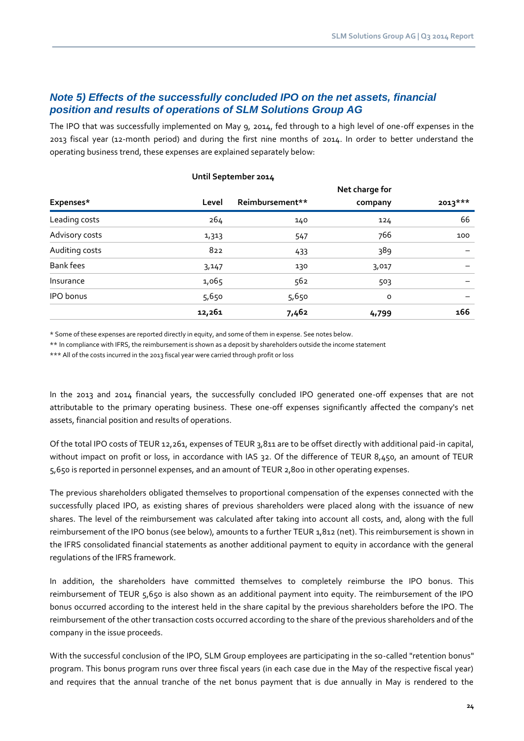## *Note 5) Effects of the successfully concluded IPO on the net assets, financial position and results of operations of SLM Solutions Group AG*

The IPO that was successfully implemented on May 9, 2014, fed through to a high level of one-off expenses in the 2013 fiscal year (12-month period) and during the first nine months of 2014. In order to better understand the operating business trend, these expenses are explained separately below:

| | Until September 2014 | | | |
|---|---|---|---|---|
| Expenses* | Level | Reimbursement** | Net charge for company | 2013*** |
| Leading costs | 264 | 140 | 124 | 66 |
| Advisory costs | 1,313 | 547 | 766 | 100 |
| Auditing costs | 822 | 433 | 389 | – |
| Bank fees | 3,147 | 130 | 3,017 | – |
| Insurance | 1,065 | 562 | 503 | – |
| IPO bonus | 5,650 | 5,650 | 0 | – |
| | **12,261** | **7,462** | **4,799** | **166** |

\* Some of these expenses are reported directly in equity, and some of them in expense. See notes below.

** In compliance with IFRS, the reimbursement is shown as a deposit by shareholders outside the income statement

*** All of the costs incurred in the 2013 fiscal year were carried through profit or loss

In the 2013 and 2014 financial years, the successfully concluded IPO generated one-off expenses that are not attributable to the primary operating business. These one-off expenses significantly affected the company's net assets, financial position and results of operations.

Of the total IPO costs of TEUR 12,261, expenses of TEUR 3,811 are to be offset directly with additional paid-in capital, without impact on profit or loss, in accordance with IAS 32. Of the difference of TEUR 8,450, an amount of TEUR 5,650 is reported in personnel expenses, and an amount of TEUR 2,800 in other operating expenses.

The previous shareholders obligated themselves to proportional compensation of the expenses connected with the successfully placed IPO, as existing shares of previous shareholders were placed along with the issuance of new shares. The level of the reimbursement was calculated after taking into account all costs, and, along with the full reimbursement of the IPO bonus (see below), amounts to a further TEUR 1,812 (net). This reimbursement is shown in the IFRS consolidated financial statements as another additional payment to equity in accordance with the general regulations of the IFRS framework.

In addition, the shareholders have committed themselves to completely reimburse the IPO bonus. This reimbursement of TEUR 5,650 is also shown as an additional payment into equity. The reimbursement of the IPO bonus occurred according to the interest held in the share capital by the previous shareholders before the IPO. The reimbursement of the other transaction costs occurred according to the share of the previous shareholders and of the company in the issue proceeds.

With the successful conclusion of the IPO, SLM Group employees are participating in the so-called "retention bonus" program. This bonus program runs over three fiscal years (in each case due in the May of the respective fiscal year) and requires that the annual tranche of the net bonus payment that is due annually in May is rendered to the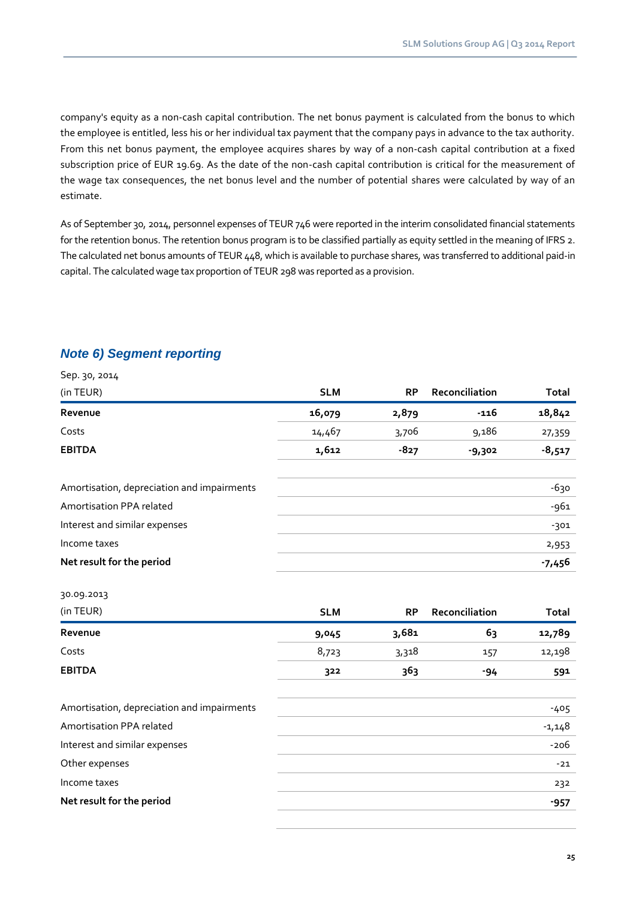company's equity as a non-cash capital contribution. The net bonus payment is calculated from the bonus to which the employee is entitled, less his or her individual tax payment that the company pays in advance to the tax authority. From this net bonus payment, the employee acquires shares by way of a non-cash capital contribution at a fixed subscription price of EUR 19.69. As the date of the non-cash capital contribution is critical for the measurement of the wage tax consequences, the net bonus level and the number of potential shares were calculated by way of an estimate.

As of September 30, 2014, personnel expenses of TEUR 746 were reported in the interim consolidated financial statements for the retention bonus. The retention bonus program is to be classified partially as equity settled in the meaning of IFRS 2. The calculated net bonus amounts of TEUR 448, which is available to purchase shares, was transferred to additional paid-in capital. The calculated wage tax proportion of TEUR 298 was reported as a provision.

## *Note 6) Segment reporting*

Sep. 30, 2014

| (in TEUR) | SLM | RP | Reconciliation | Total |
|---|---|---|---|---|
| **Revenue** | **16,079** | **2,879** | **-116** | **18,842** |
| Costs | 14,467 | 3,706 | 9,186 | 27,359 |
| **EBITDA** | **1,612** | **-827** | **-9,302** | **-8,517** |
| | | | | |
| Amortisation, depreciation and impairments | | | | -630 |
| Amortisation PPA related | | | | -961 |
| Interest and similar expenses | | | | -301 |
| Income taxes | | | | 2,953 |
| **Net result for the period** | | | | **-7,456** |

30.09.2013

| (in TEUR) | SLM | RP | Reconciliation | Total |
|---|---|---|---|---|
| **Revenue** | **9,045** | **3,681** | **63** | **12,789** |
| Costs | 8,723 | 3,318 | 157 | 12,198 |
| **EBITDA** | **322** | **363** | **-94** | **591** |
| | | | | |
| Amortisation, depreciation and impairments | | | | -405 |
| Amortisation PPA related | | | | -1,148 |
| Interest and similar expenses | | | | -206 |
| Other expenses | | | | -21 |
| Income taxes | | | | 232 |
| **Net result for the period** | | | | **-957** |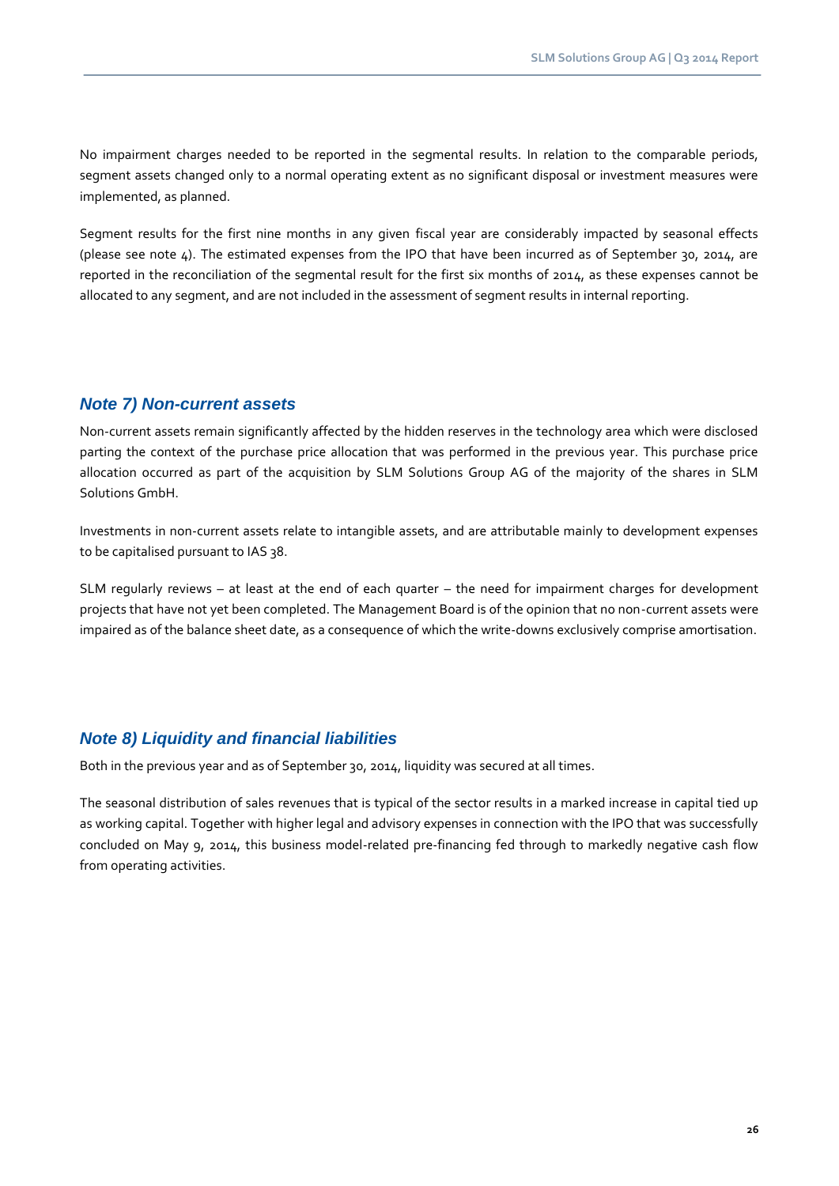No impairment charges needed to be reported in the segmental results. In relation to the comparable periods, segment assets changed only to a normal operating extent as no significant disposal or investment measures were implemented, as planned.

Segment results for the first nine months in any given fiscal year are considerably impacted by seasonal effects (please see note 4). The estimated expenses from the IPO that have been incurred as of September 30, 2014, are reported in the reconciliation of the segmental result for the first six months of 2014, as these expenses cannot be allocated to any segment, and are not included in the assessment of segment results in internal reporting.

## *Note 7) Non-current assets*

Non-current assets remain significantly affected by the hidden reserves in the technology area which were disclosed parting the context of the purchase price allocation that was performed in the previous year. This purchase price allocation occurred as part of the acquisition by SLM Solutions Group AG of the majority of the shares in SLM Solutions GmbH.

Investments in non-current assets relate to intangible assets, and are attributable mainly to development expenses to be capitalised pursuant to IAS 38.

SLM regularly reviews – at least at the end of each quarter – the need for impairment charges for development projects that have not yet been completed. The Management Board is of the opinion that no non-current assets were impaired as of the balance sheet date, as a consequence of which the write-downs exclusively comprise amortisation.

## *Note 8) Liquidity and financial liabilities*

Both in the previous year and as of September 30, 2014, liquidity was secured at all times.

The seasonal distribution of sales revenues that is typical of the sector results in a marked increase in capital tied up as working capital. Together with higher legal and advisory expenses in connection with the IPO that was successfully concluded on May 9, 2014, this business model-related pre-financing fed through to markedly negative cash flow from operating activities.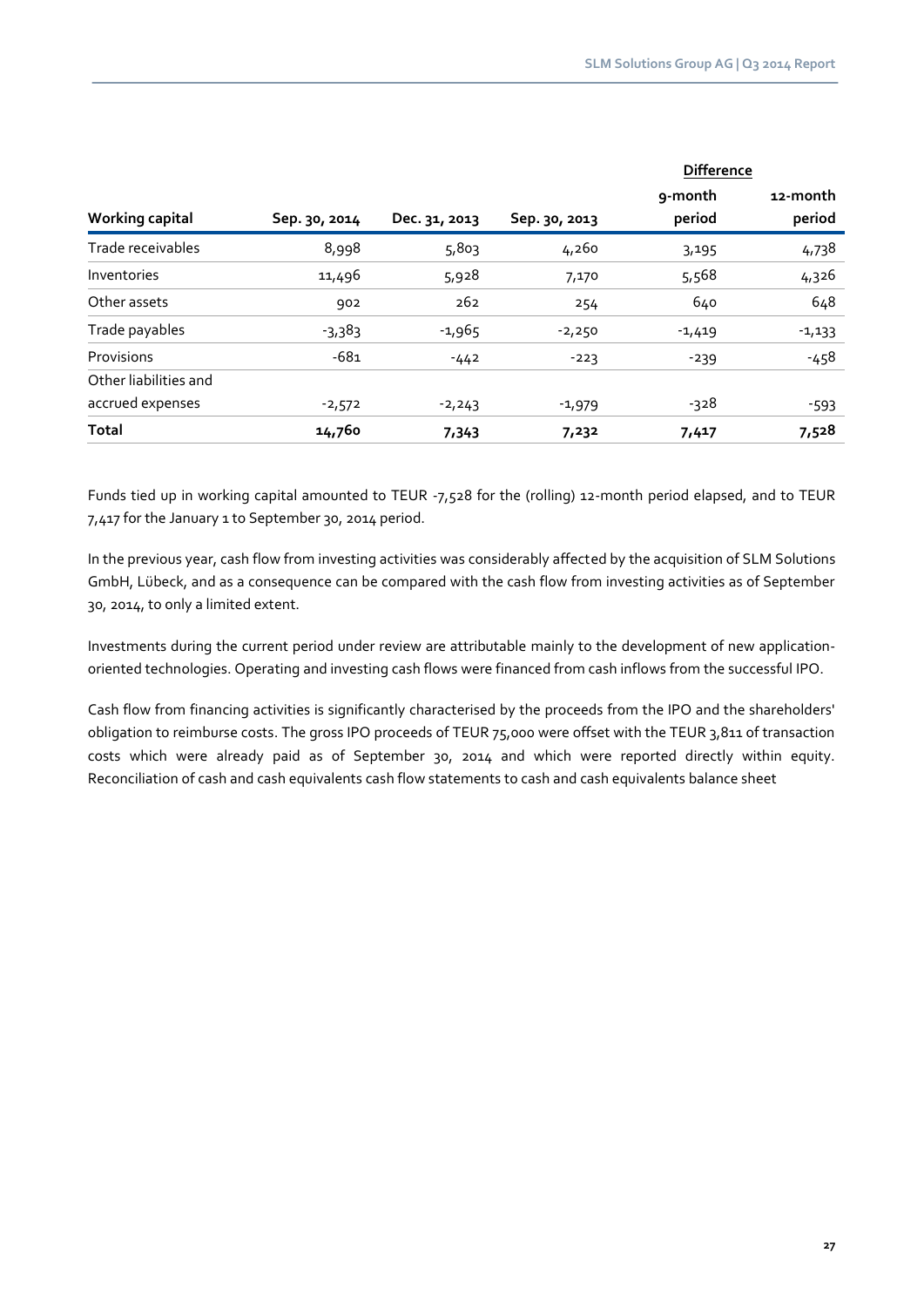| Working capital | Sep. 30, 2014 | Dec. 31, 2013 | Sep. 30, 2013 | Difference | |
|---|---|---|---|---|---|
| | | | | 9-month period | 12-month period |
| Trade receivables | 8,998 | 5,803 | 4,260 | 3,195 | 4,738 |
| Inventories | 11,496 | 5,928 | 7,170 | 5,568 | 4,326 |
| Other assets | 902 | 262 | 254 | 640 | 648 |
| Trade payables | -3,383 | -1,965 | -2,250 | -1,419 | -1,133 |
| Provisions | -681 | -442 | -223 | -239 | -458 |
| Other liabilities and accrued expenses | -2,572 | -2,243 | -1,979 | -328 | -593 |
| **Total** | **14,760** | **7,343** | **7,232** | **7,417** | **7,528** |

Funds tied up in working capital amounted to TEUR -7,528 for the (rolling) 12-month period elapsed, and to TEUR 7,417 for the January 1 to September 30, 2014 period.

In the previous year, cash flow from investing activities was considerably affected by the acquisition of SLM Solutions GmbH, Lübeck, and as a consequence can be compared with the cash flow from investing activities as of September 30, 2014, to only a limited extent.

Investments during the current period under review are attributable mainly to the development of new application-oriented technologies. Operating and investing cash flows were financed from cash inflows from the successful IPO.

Cash flow from financing activities is significantly characterised by the proceeds from the IPO and the shareholders' obligation to reimburse costs. The gross IPO proceeds of TEUR 75,000 were offset with the TEUR 3,811 of transaction costs which were already paid as of September 30, 2014 and which were reported directly within equity. Reconciliation of cash and cash equivalents cash flow statements to cash and cash equivalents balance sheet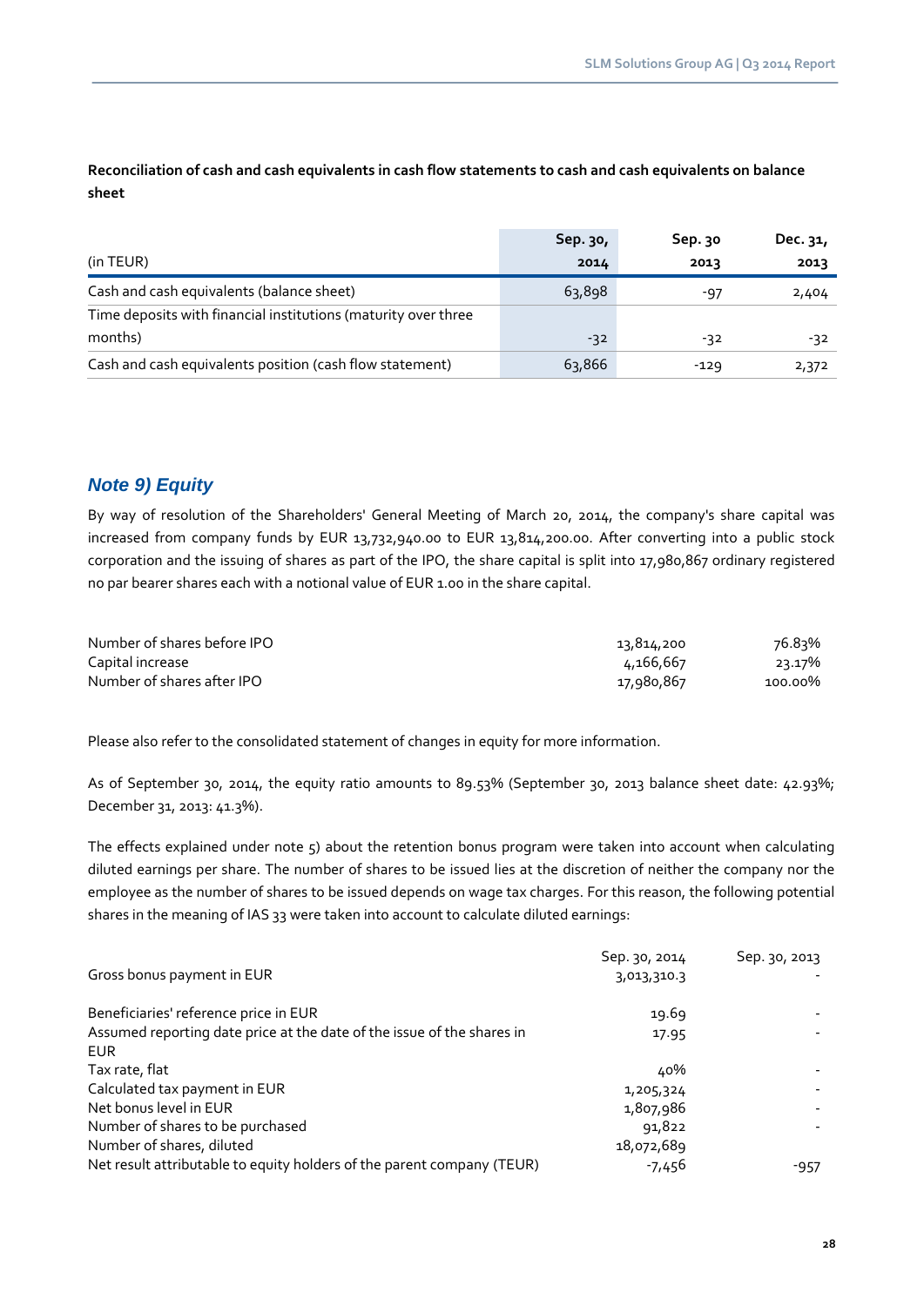**Reconciliation of cash and cash equivalents in cash flow statements to cash and cash equivalents on balance sheet**

| (in TEUR) | Sep. 30, 2014 | Sep. 30 2013 | Dec. 31, 2013 |
|---|---|---|---|
| Cash and cash equivalents (balance sheet) | 63,898 | -97 | 2,404 |
| Time deposits with financial institutions (maturity over three months) | -32 | -32 | -32 |
| Cash and cash equivalents position (cash flow statement) | 63,866 | -129 | 2,372 |

## *Note 9) Equity*

By way of resolution of the Shareholders' General Meeting of March 20, 2014, the company's share capital was increased from company funds by EUR 13,732,940.00 to EUR 13,814,200.00. After converting into a public stock corporation and the issuing of shares as part of the IPO, the share capital is split into 17,980,867 ordinary registered no par bearer shares each with a notional value of EUR 1.00 in the share capital.

| | | |
|---|---|---|
| Number of shares before IPO | 13,814,200 | 76.83% |
| Capital increase | 4,166,667 | 23.17% |
| Number of shares after IPO | 17,980,867 | 100.00% |

Please also refer to the consolidated statement of changes in equity for more information.

As of September 30, 2014, the equity ratio amounts to 89.53% (September 30, 2013 balance sheet date: 42.93%; December 31, 2013: 41.3%).

The effects explained under note 5) about the retention bonus program were taken into account when calculating diluted earnings per share. The number of shares to be issued lies at the discretion of neither the company nor the employee as the number of shares to be issued depends on wage tax charges. For this reason, the following potential shares in the meaning of IAS 33 were taken into account to calculate diluted earnings:

| | Sep. 30, 2014 | Sep. 30, 2013 |
|---|---|---|
| Gross bonus payment in EUR | 3,013,310.3 | - |
| Beneficiaries' reference price in EUR | 19.69 | - |
| Assumed reporting date price at the date of the issue of the shares in EUR | 17.95 | - |
| Tax rate, flat | 40% | - |
| Calculated tax payment in EUR | 1,205,324 | - |
| Net bonus level in EUR | 1,807,986 | - |
| Number of shares to be purchased | 91,822 | - |
| Number of shares, diluted | 18,072,689 | |
| Net result attributable to equity holders of the parent company (TEUR) | -7,456 | -957 |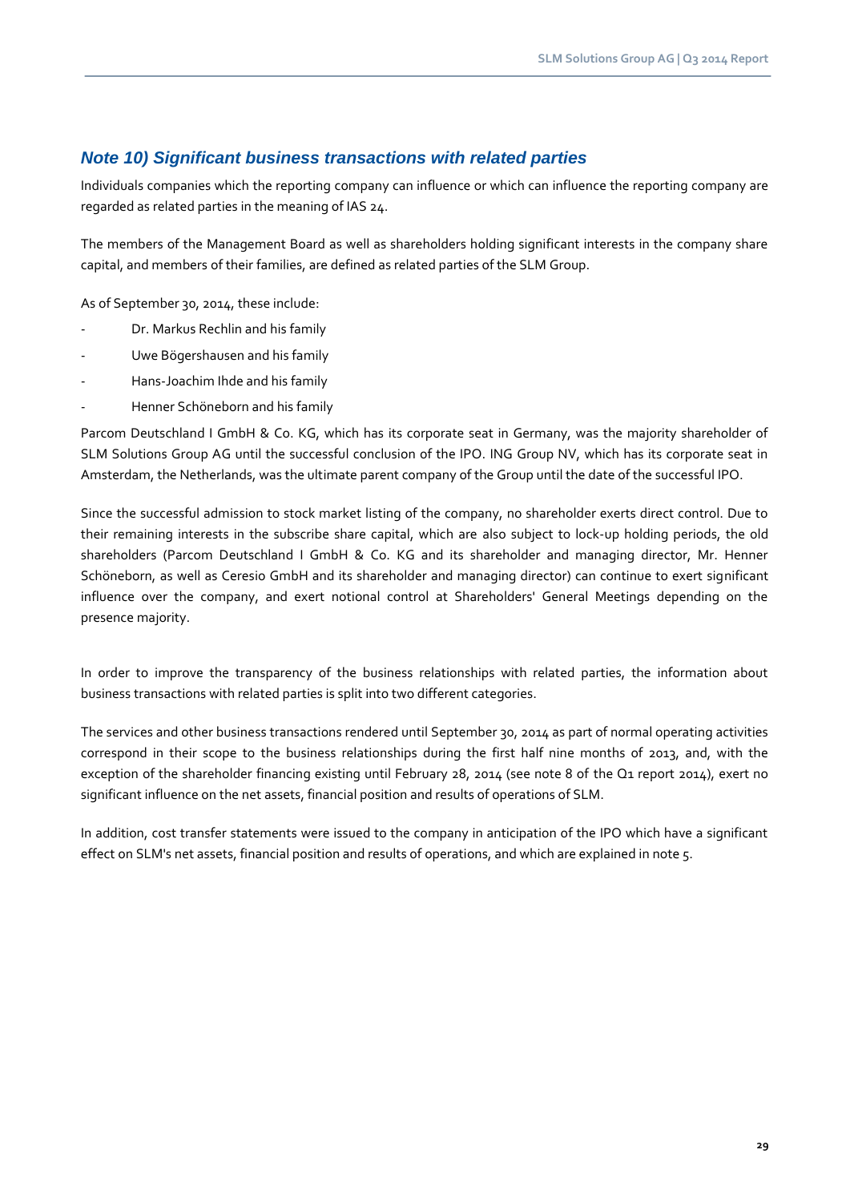## *Note 10) Significant business transactions with related parties*

Individuals companies which the reporting company can influence or which can influence the reporting company are regarded as related parties in the meaning of IAS 24.

The members of the Management Board as well as shareholders holding significant interests in the company share capital, and members of their families, are defined as related parties of the SLM Group.

As of September 30, 2014, these include:

- Dr. Markus Rechlin and his family
- Uwe Bögershausen and his family
- Hans-Joachim Ihde and his family
- Henner Schöneborn and his family

Parcom Deutschland I GmbH & Co. KG, which has its corporate seat in Germany, was the majority shareholder of SLM Solutions Group AG until the successful conclusion of the IPO. ING Group NV, which has its corporate seat in Amsterdam, the Netherlands, was the ultimate parent company of the Group until the date of the successful IPO.

Since the successful admission to stock market listing of the company, no shareholder exerts direct control. Due to their remaining interests in the subscribe share capital, which are also subject to lock-up holding periods, the old shareholders (Parcom Deutschland I GmbH & Co. KG and its shareholder and managing director, Mr. Henner Schöneborn, as well as Ceresio GmbH and its shareholder and managing director) can continue to exert significant influence over the company, and exert notional control at Shareholders' General Meetings depending on the presence majority.

In order to improve the transparency of the business relationships with related parties, the information about business transactions with related parties is split into two different categories.

The services and other business transactions rendered until September 30, 2014 as part of normal operating activities correspond in their scope to the business relationships during the first half nine months of 2013, and, with the exception of the shareholder financing existing until February 28, 2014 (see note 8 of the Q1 report 2014), exert no significant influence on the net assets, financial position and results of operations of SLM.

In addition, cost transfer statements were issued to the company in anticipation of the IPO which have a significant effect on SLM's net assets, financial position and results of operations, and which are explained in note 5.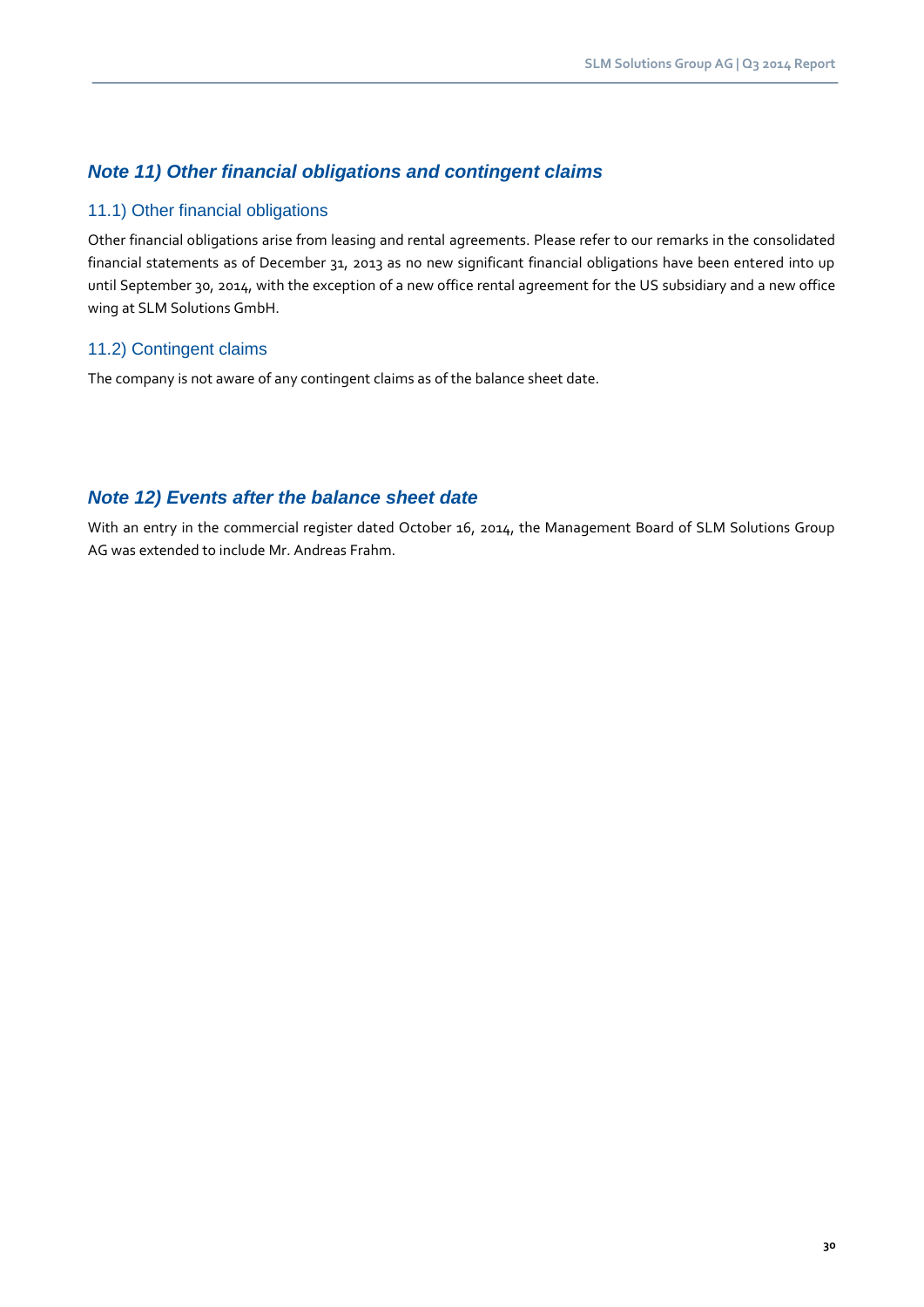## *Note 11) Other financial obligations and contingent claims*

### 11.1) Other financial obligations

Other financial obligations arise from leasing and rental agreements. Please refer to our remarks in the consolidated financial statements as of December 31, 2013 as no new significant financial obligations have been entered into up until September 30, 2014, with the exception of a new office rental agreement for the US subsidiary and a new office wing at SLM Solutions GmbH.

### 11.2) Contingent claims

The company is not aware of any contingent claims as of the balance sheet date.

## *Note 12) Events after the balance sheet date*

With an entry in the commercial register dated October 16, 2014, the Management Board of SLM Solutions Group AG was extended to include Mr. Andreas Frahm.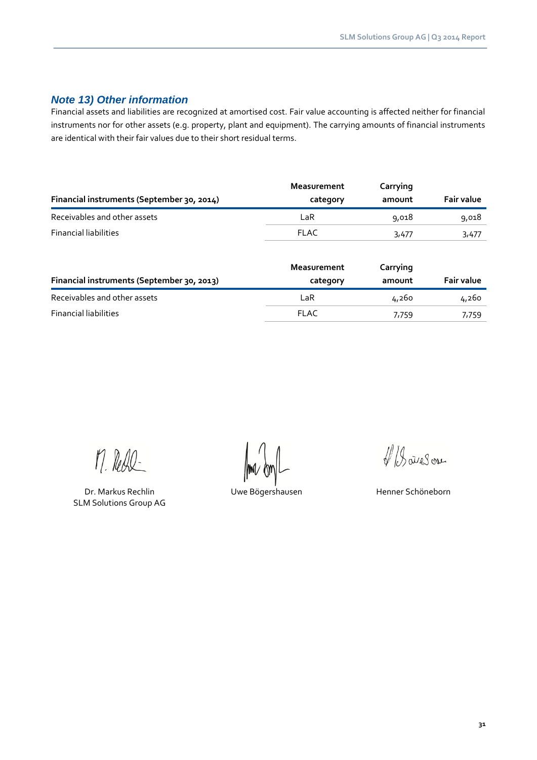## *Note 13) Other information*

Financial assets and liabilities are recognized at amortised cost. Fair value accounting is affected neither for financial instruments nor for other assets (e.g. property, plant and equipment). The carrying amounts of financial instruments are identical with their fair values due to their short residual terms.

| Financial instruments (September 30, 2014) | Measurement category | Carrying amount | Fair value |
|---|---|---|---|
| Receivables and other assets | LaR | 9,018 | 9,018 |
| Financial liabilities | FLAC | 3,477 | 3,477 |

| Financial instruments (September 30, 2013) | Measurement category | Carrying amount | Fair value |
|---|---|---|---|
| Receivables and other assets | LaR | 4,260 | 4,260 |
| Financial liabilities | FLAC | 7,759 | 7,759 |

Dr. Markus Rechlin
SLM Solutions Group AG

Uwe Bögershausen

Henner Schöneborn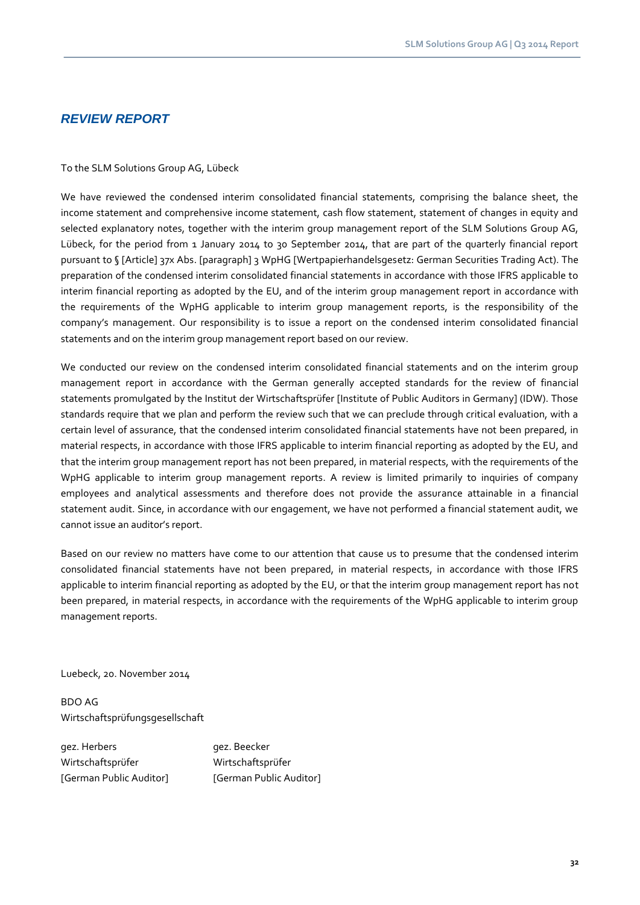# *REVIEW REPORT*

To the SLM Solutions Group AG, Lübeck

We have reviewed the condensed interim consolidated financial statements, comprising the balance sheet, the income statement and comprehensive income statement, cash flow statement, statement of changes in equity and selected explanatory notes, together with the interim group management report of the SLM Solutions Group AG, Lübeck, for the period from 1 January 2014 to 30 September 2014, that are part of the quarterly financial report pursuant to § [Article] 37x Abs. [paragraph] 3 WpHG [Wertpapierhandelsgesetz: German Securities Trading Act). The preparation of the condensed interim consolidated financial statements in accordance with those IFRS applicable to interim financial reporting as adopted by the EU, and of the interim group management report in accordance with the requirements of the WpHG applicable to interim group management reports, is the responsibility of the company's management. Our responsibility is to issue a report on the condensed interim consolidated financial statements and on the interim group management report based on our review.

We conducted our review on the condensed interim consolidated financial statements and on the interim group management report in accordance with the German generally accepted standards for the review of financial statements promulgated by the Institut der Wirtschaftsprüfer [Institute of Public Auditors in Germany] (IDW). Those standards require that we plan and perform the review such that we can preclude through critical evaluation, with a certain level of assurance, that the condensed interim consolidated financial statements have not been prepared, in material respects, in accordance with those IFRS applicable to interim financial reporting as adopted by the EU, and that the interim group management report has not been prepared, in material respects, with the requirements of the WpHG applicable to interim group management reports. A review is limited primarily to inquiries of company employees and analytical assessments and therefore does not provide the assurance attainable in a financial statement audit. Since, in accordance with our engagement, we have not performed a financial statement audit, we cannot issue an auditor's report.

Based on our review no matters have come to our attention that cause us to presume that the condensed interim consolidated financial statements have not been prepared, in material respects, in accordance with those IFRS applicable to interim financial reporting as adopted by the EU, or that the interim group management report has not been prepared, in material respects, in accordance with the requirements of the WpHG applicable to interim group management reports.

Luebeck, 20. November 2014

BDO AG
Wirtschaftsprüfungsgesellschaft

gez. Herbers
Wirtschaftsprüfer
[German Public Auditor]

gez. Beecker
Wirtschaftsprüfer
[German Public Auditor]